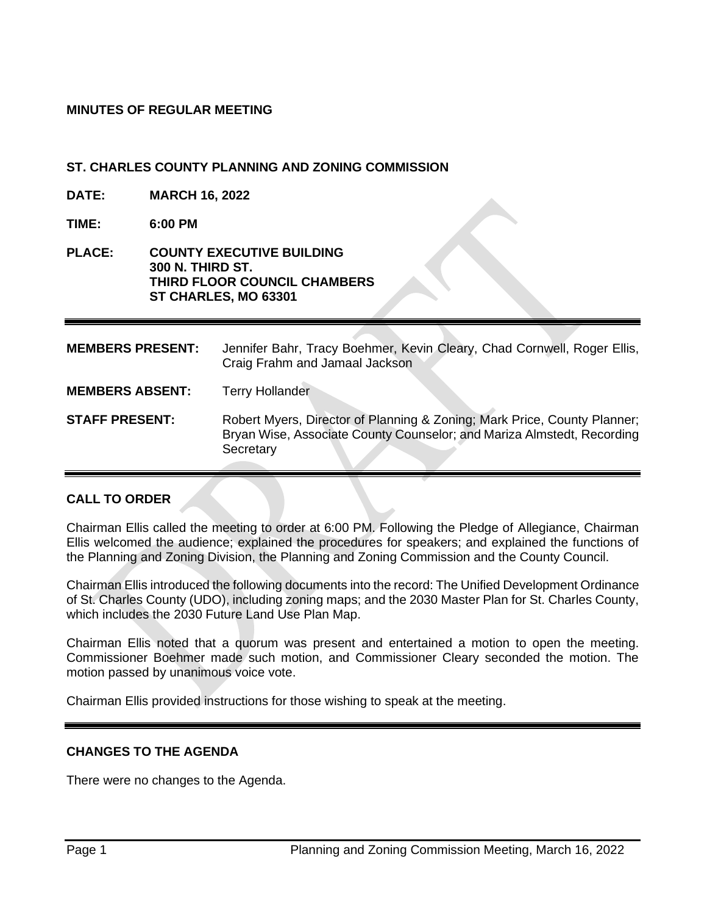**MINUTES OF REGULAR MEETING**

**ST. CHARLES COUNTY PLANNING AND ZONING COMMISSION**

**DATE:** **MARCH 16, 2022**

**TIME:** **6:00 PM**

**PLACE:** **COUNTY EXECUTIVE BUILDING**
**300 N. THIRD ST.**
**THIRD FLOOR COUNCIL CHAMBERS**
**ST CHARLES, MO 63301**

---

**MEMBERS PRESENT:** Jennifer Bahr, Tracy Boehmer, Kevin Cleary, Chad Cornwell, Roger Ellis, Craig Frahm and Jamaal Jackson

**MEMBERS ABSENT:** Terry Hollander

**STAFF PRESENT:** Robert Myers, Director of Planning & Zoning; Mark Price, County Planner; Bryan Wise, Associate County Counselor; and Mariza Almstedt, Recording Secretary

---

## CALL TO ORDER

Chairman Ellis called the meeting to order at 6:00 PM. Following the Pledge of Allegiance, Chairman Ellis welcomed the audience; explained the procedures for speakers; and explained the functions of the Planning and Zoning Division, the Planning and Zoning Commission and the County Council.

Chairman Ellis introduced the following documents into the record: The Unified Development Ordinance of St. Charles County (UDO), including zoning maps; and the 2030 Master Plan for St. Charles County, which includes the 2030 Future Land Use Plan Map.

Chairman Ellis noted that a quorum was present and entertained a motion to open the meeting. Commissioner Boehmer made such motion, and Commissioner Cleary seconded the motion. The motion passed by unanimous voice vote.

Chairman Ellis provided instructions for those wishing to speak at the meeting.

---

## CHANGES TO THE AGENDA

There were no changes to the Agenda.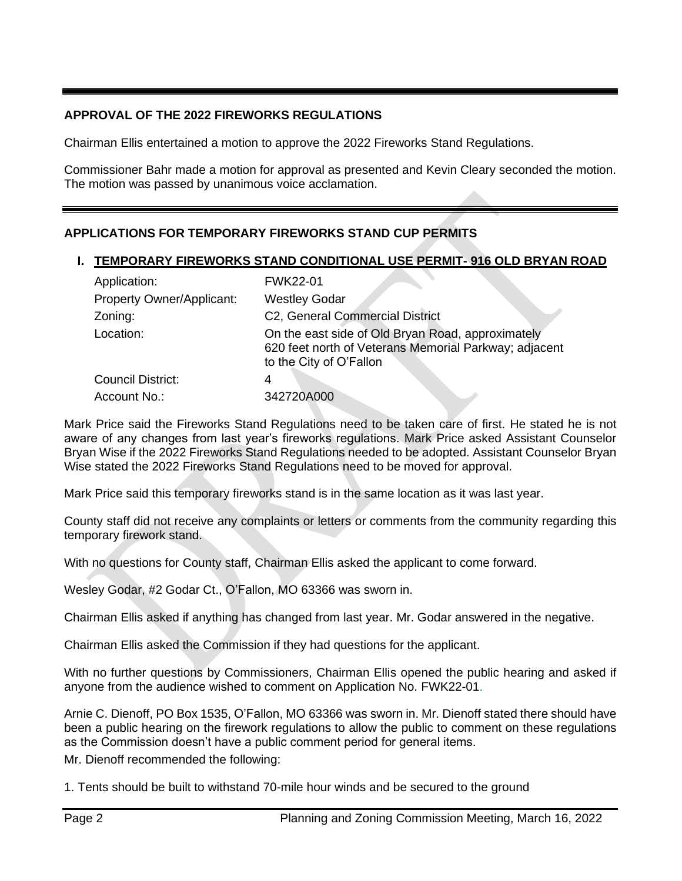## APPROVAL OF THE 2022 FIREWORKS REGULATIONS

Chairman Ellis entertained a motion to approve the 2022 Fireworks Stand Regulations.

Commissioner Bahr made a motion for approval as presented and Kevin Cleary seconded the motion. The motion was passed by unanimous voice acclamation.

## APPLICATIONS FOR TEMPORARY FIREWORKS STAND CUP PERMITS

### I. TEMPORARY FIREWORKS STAND CONDITIONAL USE PERMIT- 916 OLD BRYAN ROAD

| | |
|---|---|
| Application: | FWK22-01 |
| Property Owner/Applicant: | Westley Godar |
| Zoning: | C2, General Commercial District |
| Location: | On the east side of Old Bryan Road, approximately 620 feet north of Veterans Memorial Parkway; adjacent to the City of O'Fallon |
| Council District: | 4 |
| Account No.: | 342720A000 |

Mark Price said the Fireworks Stand Regulations need to be taken care of first. He stated he is not aware of any changes from last year's fireworks regulations. Mark Price asked Assistant Counselor Bryan Wise if the 2022 Fireworks Stand Regulations needed to be adopted. Assistant Counselor Bryan Wise stated the 2022 Fireworks Stand Regulations need to be moved for approval.

Mark Price said this temporary fireworks stand is in the same location as it was last year.

County staff did not receive any complaints or letters or comments from the community regarding this temporary firework stand.

With no questions for County staff, Chairman Ellis asked the applicant to come forward.

Wesley Godar, #2 Godar Ct., O'Fallon, MO 63366 was sworn in.

Chairman Ellis asked if anything has changed from last year. Mr. Godar answered in the negative.

Chairman Ellis asked the Commission if they had questions for the applicant.

With no further questions by Commissioners, Chairman Ellis opened the public hearing and asked if anyone from the audience wished to comment on Application No. FWK22-01.

Arnie C. Dienoff, PO Box 1535, O'Fallon, MO 63366 was sworn in. Mr. Dienoff stated there should have been a public hearing on the firework regulations to allow the public to comment on these regulations as the Commission doesn't have a public comment period for general items.

Mr. Dienoff recommended the following:

1. Tents should be built to withstand 70-mile hour winds and be secured to the ground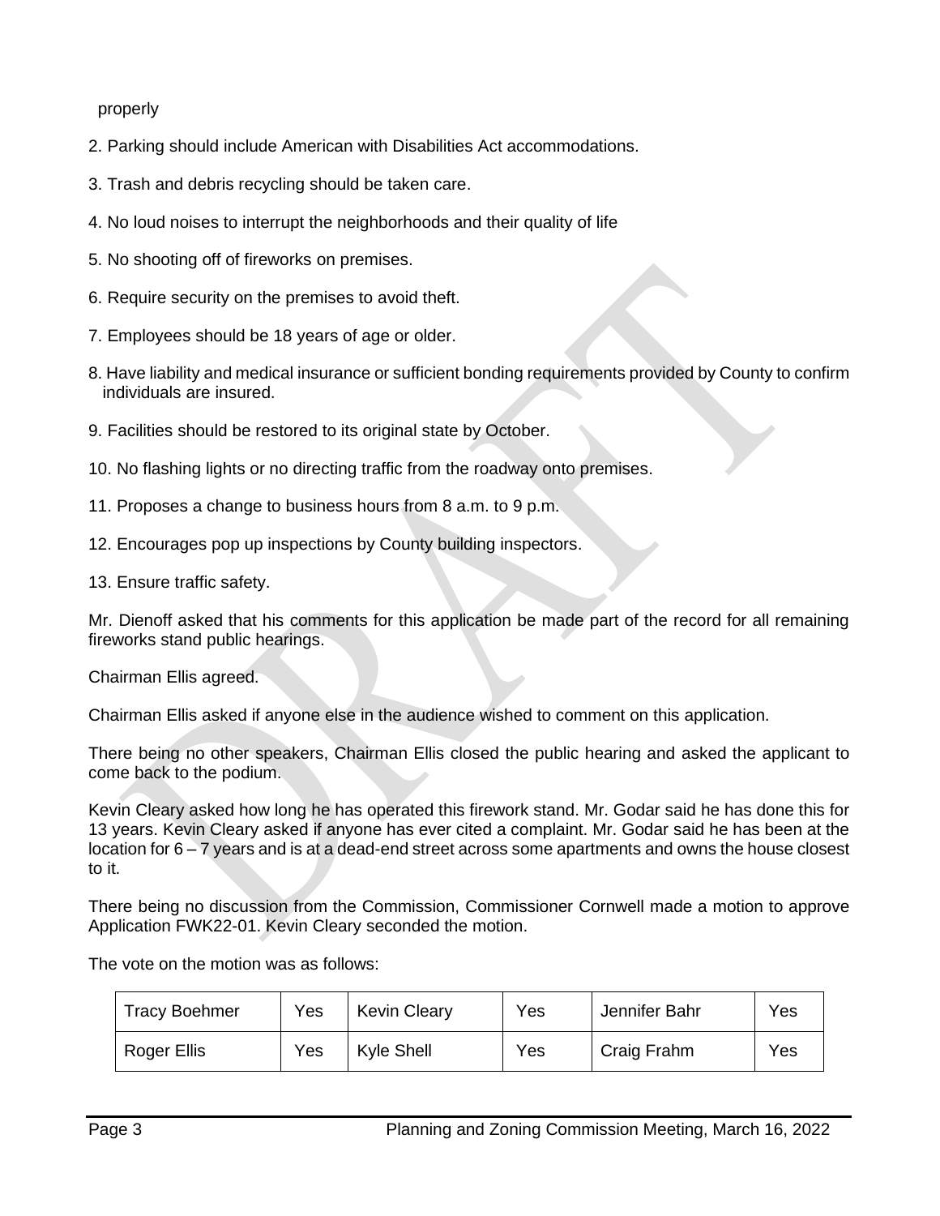properly

2. Parking should include American with Disabilities Act accommodations.
3. Trash and debris recycling should be taken care.
4. No loud noises to interrupt the neighborhoods and their quality of life
5. No shooting off of fireworks on premises.
6. Require security on the premises to avoid theft.
7. Employees should be 18 years of age or older.
8. Have liability and medical insurance or sufficient bonding requirements provided by County to confirm individuals are insured.
9. Facilities should be restored to its original state by October.
10. No flashing lights or no directing traffic from the roadway onto premises.
11. Proposes a change to business hours from 8 a.m. to 9 p.m.
12. Encourages pop up inspections by County building inspectors.
13. Ensure traffic safety.

Mr. Dienoff asked that his comments for this application be made part of the record for all remaining fireworks stand public hearings.

Chairman Ellis agreed.

Chairman Ellis asked if anyone else in the audience wished to comment on this application.

There being no other speakers, Chairman Ellis closed the public hearing and asked the applicant to come back to the podium.

Kevin Cleary asked how long he has operated this firework stand. Mr. Godar said he has done this for 13 years. Kevin Cleary asked if anyone has ever cited a complaint. Mr. Godar said he has been at the location for 6 – 7 years and is at a dead-end street across some apartments and owns the house closest to it.

There being no discussion from the Commission, Commissioner Cornwell made a motion to approve Application FWK22-01. Kevin Cleary seconded the motion.

The vote on the motion was as follows:

| | | | | | |
|---|---|---|---|---|---|
| Tracy Boehmer | Yes | Kevin Cleary | Yes | Jennifer Bahr | Yes |
| Roger Ellis | Yes | Kyle Shell | Yes | Craig Frahm | Yes |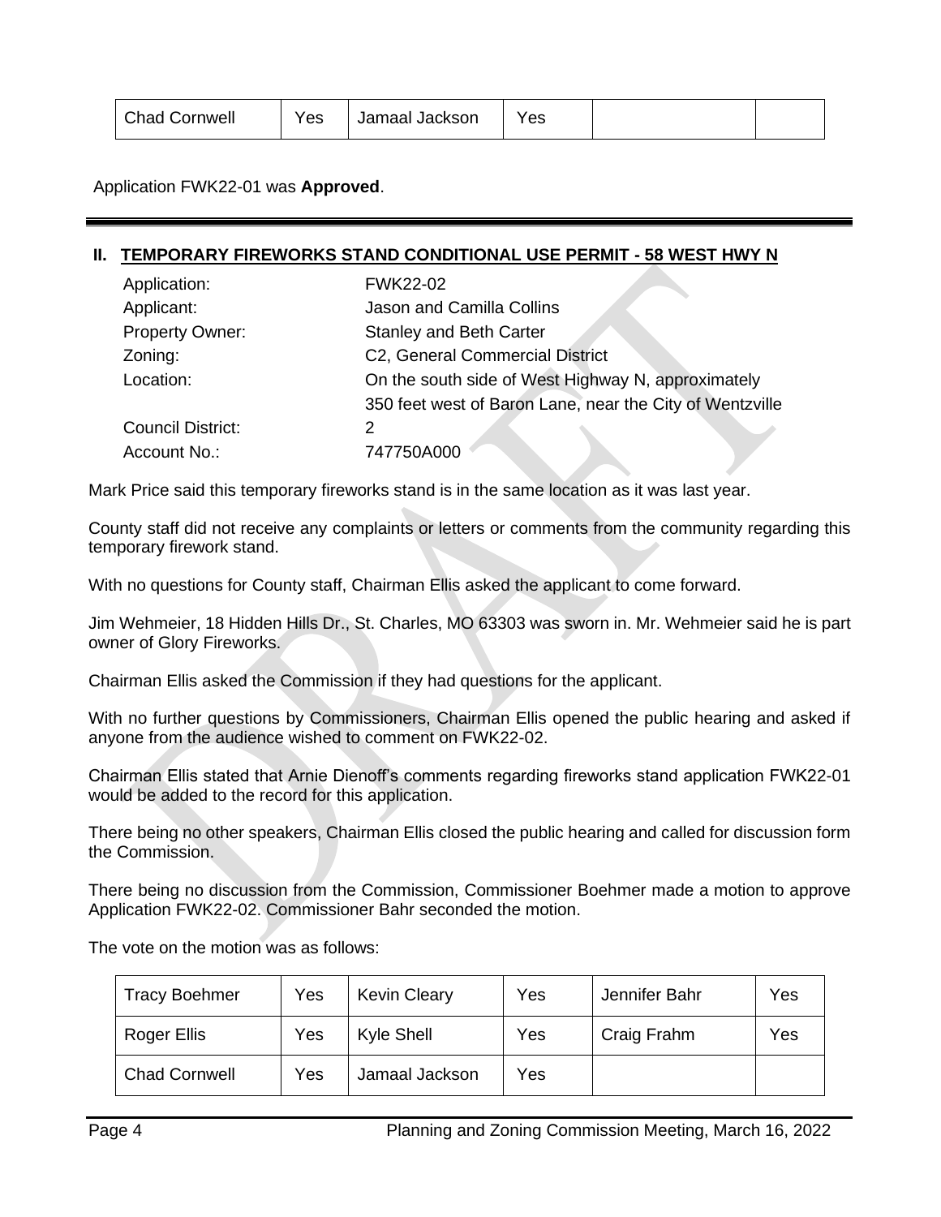| Chad Cornwell | Yes | Jamaal Jackson | Yes | | |
|---|---|---|---|---|---|

Application FWK22-01 was **Approved**.

## II. TEMPORARY FIREWORKS STAND CONDITIONAL USE PERMIT - 58 WEST HWY N

| | |
|---|---|
| Application: | FWK22-02 |
| Applicant: | Jason and Camilla Collins |
| Property Owner: | Stanley and Beth Carter |
| Zoning: | C2, General Commercial District |
| Location: | On the south side of West Highway N, approximately 350 feet west of Baron Lane, near the City of Wentzville |
| Council District: | 2 |
| Account No.: | 747750A000 |

Mark Price said this temporary fireworks stand is in the same location as it was last year.

County staff did not receive any complaints or letters or comments from the community regarding this temporary firework stand.

With no questions for County staff, Chairman Ellis asked the applicant to come forward.

Jim Wehmeier, 18 Hidden Hills Dr., St. Charles, MO 63303 was sworn in. Mr. Wehmeier said he is part owner of Glory Fireworks.

Chairman Ellis asked the Commission if they had questions for the applicant.

With no further questions by Commissioners, Chairman Ellis opened the public hearing and asked if anyone from the audience wished to comment on FWK22-02.

Chairman Ellis stated that Arnie Dienoff's comments regarding fireworks stand application FWK22-01 would be added to the record for this application.

There being no other speakers, Chairman Ellis closed the public hearing and called for discussion form the Commission.

There being no discussion from the Commission, Commissioner Boehmer made a motion to approve Application FWK22-02. Commissioner Bahr seconded the motion.

The vote on the motion was as follows:

| Tracy Boehmer | Yes | Kevin Cleary | Yes | Jennifer Bahr | Yes |
|---|---|---|---|---|---|
| Roger Ellis | Yes | Kyle Shell | Yes | Craig Frahm | Yes |
| Chad Cornwell | Yes | Jamaal Jackson | Yes | | |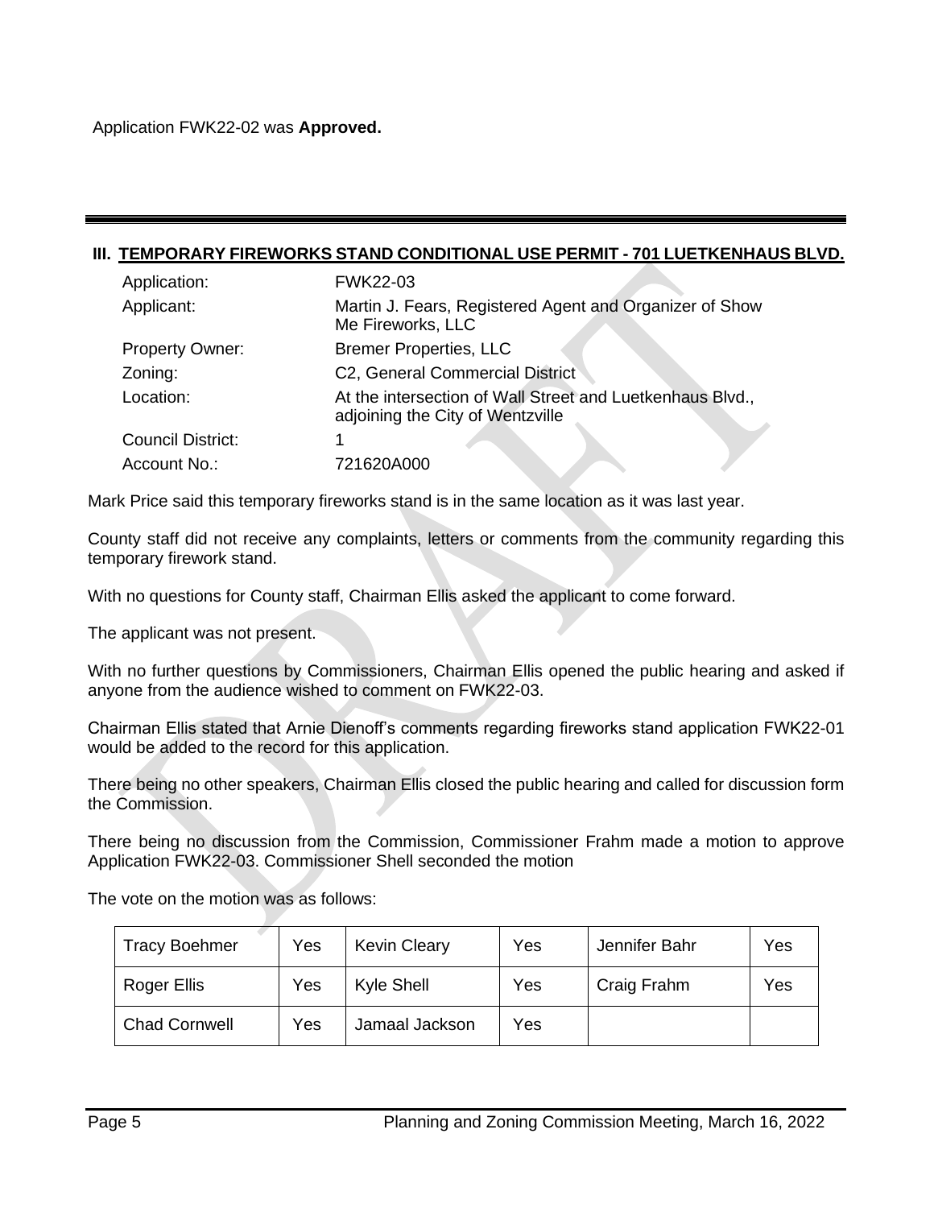Application FWK22-02 was **Approved.**

## III. TEMPORARY FIREWORKS STAND CONDITIONAL USE PERMIT - 701 LUETKENHAUS BLVD.

| | |
|---|---|
| Application: | FWK22-03 |
| Applicant: | Martin J. Fears, Registered Agent and Organizer of Show Me Fireworks, LLC |
| Property Owner: | Bremer Properties, LLC |
| Zoning: | C2, General Commercial District |
| Location: | At the intersection of Wall Street and Luetkenhaus Blvd., adjoining the City of Wentzville |
| Council District: | 1 |
| Account No.: | 721620A000 |

Mark Price said this temporary fireworks stand is in the same location as it was last year.

County staff did not receive any complaints, letters or comments from the community regarding this temporary firework stand.

With no questions for County staff, Chairman Ellis asked the applicant to come forward.

The applicant was not present.

With no further questions by Commissioners, Chairman Ellis opened the public hearing and asked if anyone from the audience wished to comment on FWK22-03.

Chairman Ellis stated that Arnie Dienoff's comments regarding fireworks stand application FWK22-01 would be added to the record for this application.

There being no other speakers, Chairman Ellis closed the public hearing and called for discussion form the Commission.

There being no discussion from the Commission, Commissioner Frahm made a motion to approve Application FWK22-03. Commissioner Shell seconded the motion

The vote on the motion was as follows:

| | | | | | |
|---|---|---|---|---|---|
| Tracy Boehmer | Yes | Kevin Cleary | Yes | Jennifer Bahr | Yes |
| Roger Ellis | Yes | Kyle Shell | Yes | Craig Frahm | Yes |
| Chad Cornwell | Yes | Jamaal Jackson | Yes | | |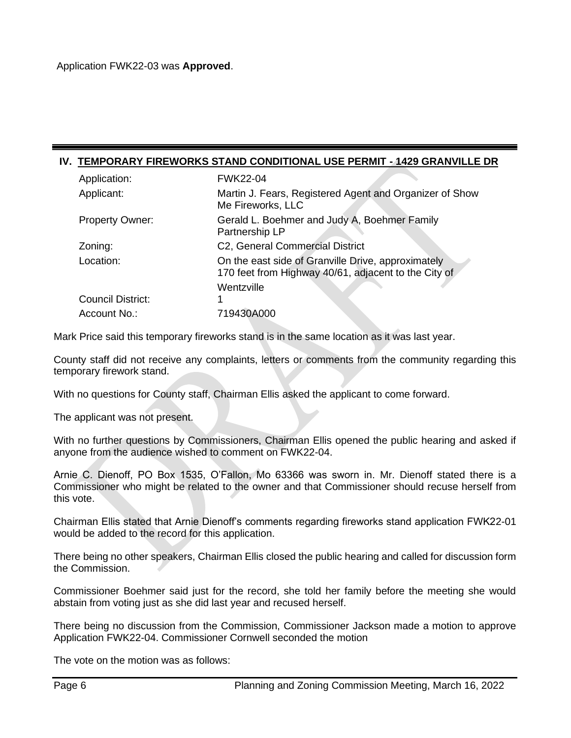Application FWK22-03 was **Approved**.

---

## IV. TEMPORARY FIREWORKS STAND CONDITIONAL USE PERMIT - 1429 GRANVILLE DR

| | |
|---|---|
| Application: | FWK22-04 |
| Applicant: | Martin J. Fears, Registered Agent and Organizer of Show Me Fireworks, LLC |
| Property Owner: | Gerald L. Boehmer and Judy A, Boehmer Family Partnership LP |
| Zoning: | C2, General Commercial District |
| Location: | On the east side of Granville Drive, approximately 170 feet from Highway 40/61, adjacent to the City of Wentzville |
| Council District: | 1 |
| Account No.: | 719430A000 |

Mark Price said this temporary fireworks stand is in the same location as it was last year.

County staff did not receive any complaints, letters or comments from the community regarding this temporary firework stand.

With no questions for County staff, Chairman Ellis asked the applicant to come forward.

The applicant was not present.

With no further questions by Commissioners, Chairman Ellis opened the public hearing and asked if anyone from the audience wished to comment on FWK22-04.

Arnie C. Dienoff, PO Box 1535, O'Fallon, Mo 63366 was sworn in. Mr. Dienoff stated there is a Commissioner who might be related to the owner and that Commissioner should recuse herself from this vote.

Chairman Ellis stated that Arnie Dienoff's comments regarding fireworks stand application FWK22-01 would be added to the record for this application.

There being no other speakers, Chairman Ellis closed the public hearing and called for discussion form the Commission.

Commissioner Boehmer said just for the record, she told her family before the meeting she would abstain from voting just as she did last year and recused herself.

There being no discussion from the Commission, Commissioner Jackson made a motion to approve Application FWK22-04. Commissioner Cornwell seconded the motion

The vote on the motion was as follows: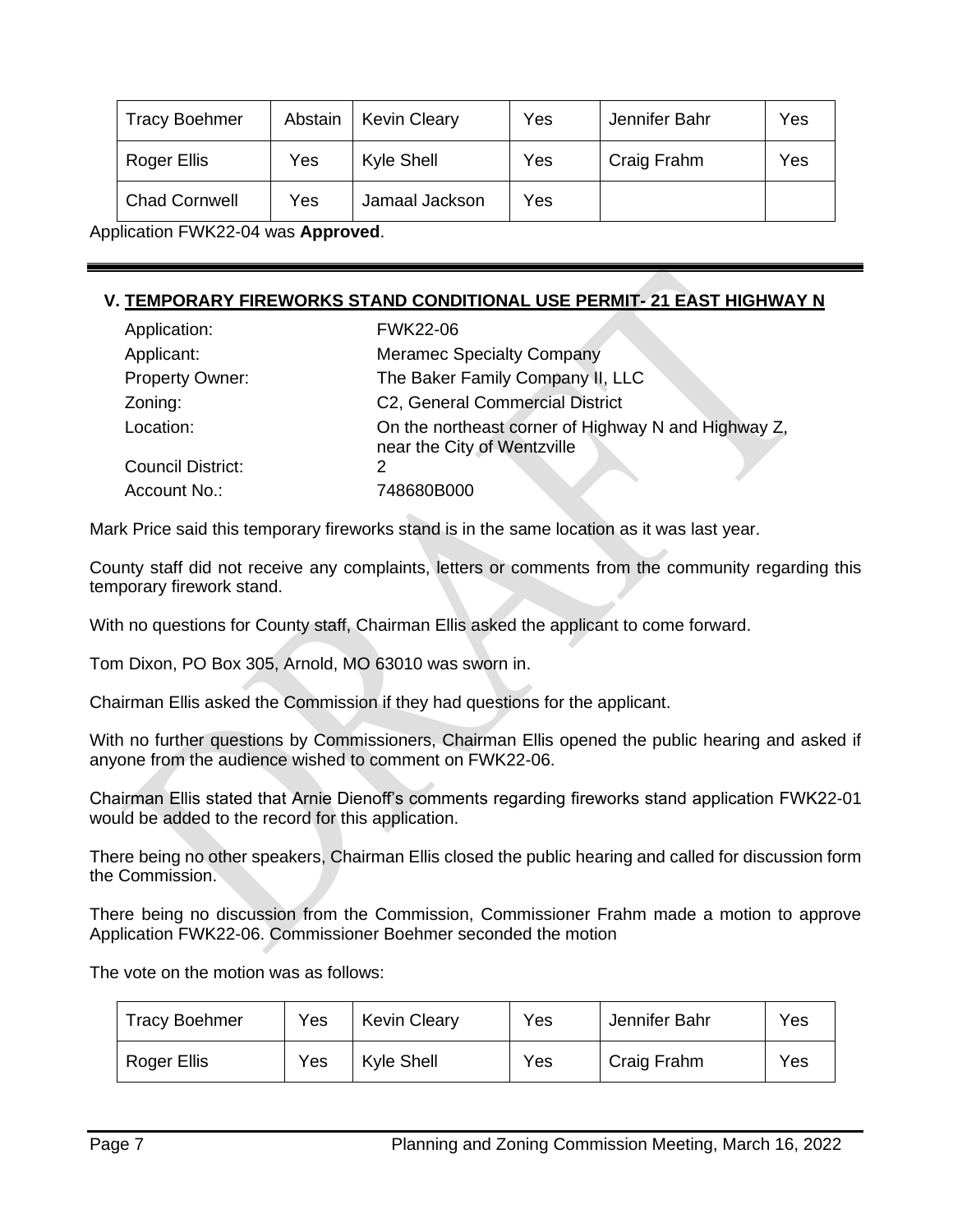| Tracy Boehmer | Abstain | Kevin Cleary | Yes | Jennifer Bahr | Yes |
|---|---|---|---|---|---|
| Roger Ellis | Yes | Kyle Shell | Yes | Craig Frahm | Yes |
| Chad Cornwell | Yes | Jamaal Jackson | Yes | | |

Application FWK22-04 was **Approved**.

## V. TEMPORARY FIREWORKS STAND CONDITIONAL USE PERMIT- 21 EAST HIGHWAY N

| | |
|---|---|
| Application: | FWK22-06 |
| Applicant: | Meramec Specialty Company |
| Property Owner: | The Baker Family Company II, LLC |
| Zoning: | C2, General Commercial District |
| Location: | On the northeast corner of Highway N and Highway Z, near the City of Wentzville |
| Council District: | 2 |
| Account No.: | 748680B000 |

Mark Price said this temporary fireworks stand is in the same location as it was last year.

County staff did not receive any complaints, letters or comments from the community regarding this temporary firework stand.

With no questions for County staff, Chairman Ellis asked the applicant to come forward.

Tom Dixon, PO Box 305, Arnold, MO 63010 was sworn in.

Chairman Ellis asked the Commission if they had questions for the applicant.

With no further questions by Commissioners, Chairman Ellis opened the public hearing and asked if anyone from the audience wished to comment on FWK22-06.

Chairman Ellis stated that Arnie Dienoff's comments regarding fireworks stand application FWK22-01 would be added to the record for this application.

There being no other speakers, Chairman Ellis closed the public hearing and called for discussion form the Commission.

There being no discussion from the Commission, Commissioner Frahm made a motion to approve Application FWK22-06. Commissioner Boehmer seconded the motion

The vote on the motion was as follows:

| Tracy Boehmer | Yes | Kevin Cleary | Yes | Jennifer Bahr | Yes |
|---|---|---|---|---|---|
| Roger Ellis | Yes | Kyle Shell | Yes | Craig Frahm | Yes |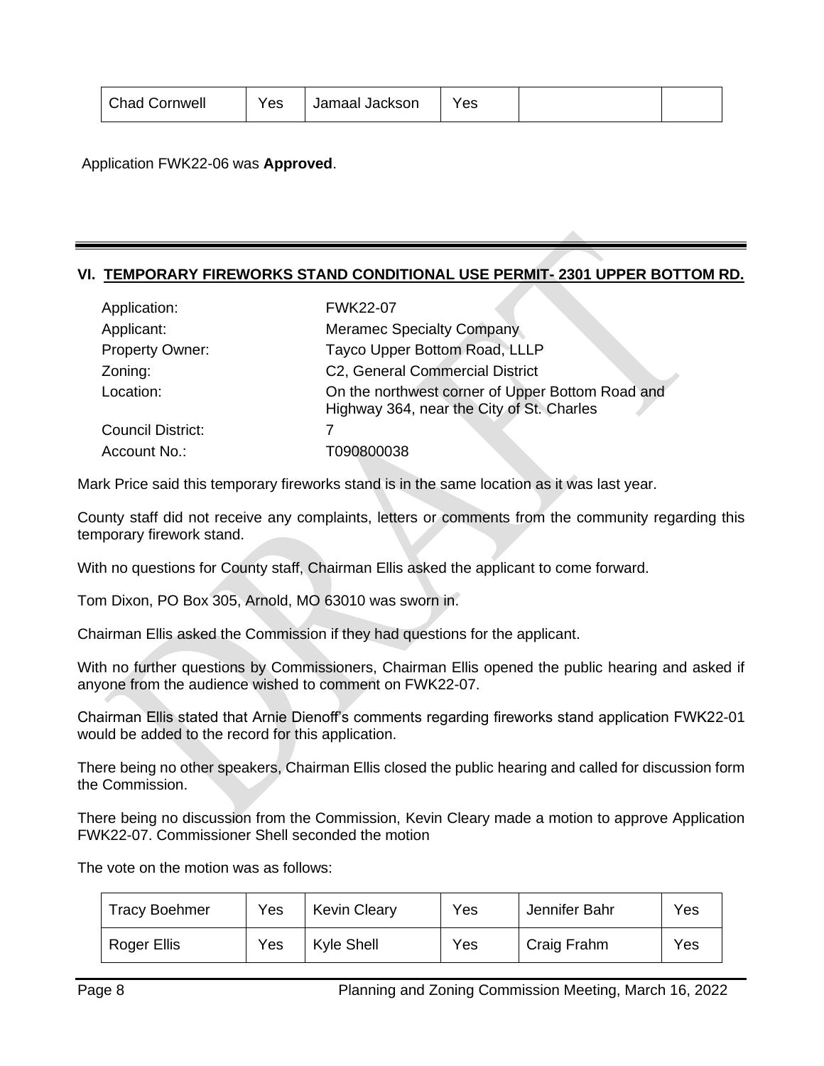| Chad Cornwell | Yes | Jamaal Jackson | Yes | | |
|---|---|---|---|---|---|

Application FWK22-06 was **Approved**.

---

## VI. TEMPORARY FIREWORKS STAND CONDITIONAL USE PERMIT- 2301 UPPER BOTTOM RD.

| | |
|---|---|
| Application: | FWK22-07 |
| Applicant: | Meramec Specialty Company |
| Property Owner: | Tayco Upper Bottom Road, LLLP |
| Zoning: | C2, General Commercial District |
| Location: | On the northwest corner of Upper Bottom Road and Highway 364, near the City of St. Charles |
| Council District: | 7 |
| Account No.: | T090800038 |

Mark Price said this temporary fireworks stand is in the same location as it was last year.

County staff did not receive any complaints, letters or comments from the community regarding this temporary firework stand.

With no questions for County staff, Chairman Ellis asked the applicant to come forward.

Tom Dixon, PO Box 305, Arnold, MO 63010 was sworn in.

Chairman Ellis asked the Commission if they had questions for the applicant.

With no further questions by Commissioners, Chairman Ellis opened the public hearing and asked if anyone from the audience wished to comment on FWK22-07.

Chairman Ellis stated that Arnie Dienoff's comments regarding fireworks stand application FWK22-01 would be added to the record for this application.

There being no other speakers, Chairman Ellis closed the public hearing and called for discussion form the Commission.

There being no discussion from the Commission, Kevin Cleary made a motion to approve Application FWK22-07. Commissioner Shell seconded the motion

The vote on the motion was as follows:

| Tracy Boehmer | Yes | Kevin Cleary | Yes | Jennifer Bahr | Yes |
|---|---|---|---|---|---|
| Roger Ellis | Yes | Kyle Shell | Yes | Craig Frahm | Yes |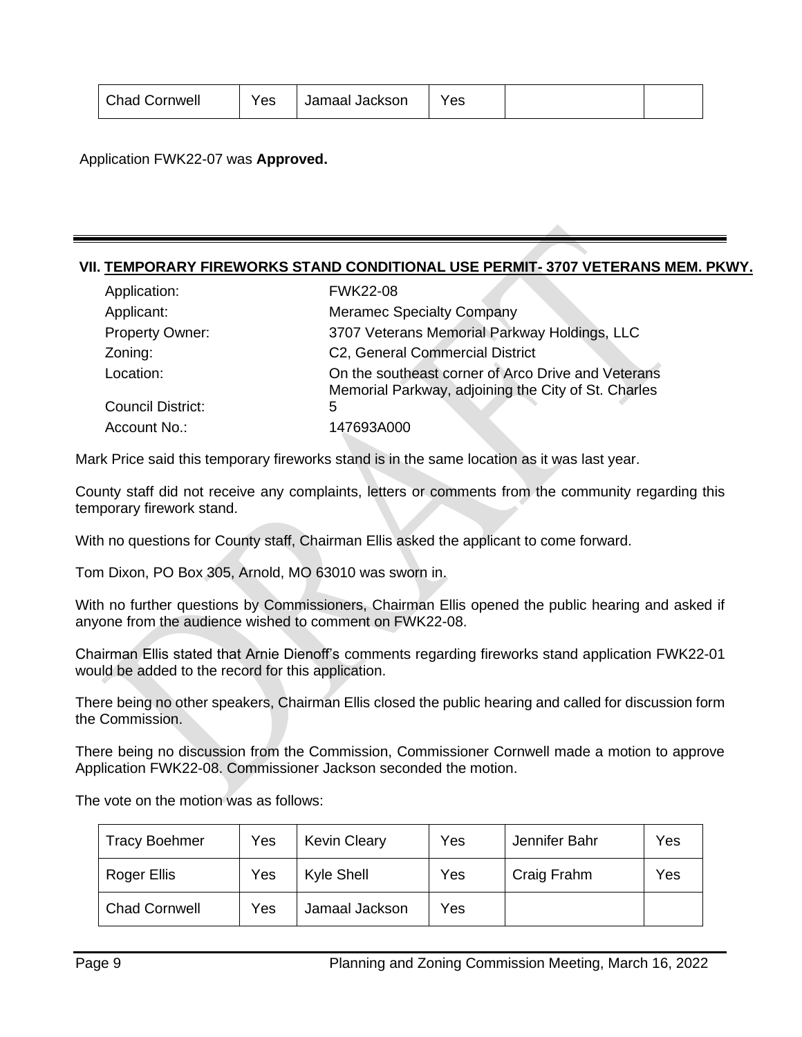| Chad Cornwell | Yes | Jamaal Jackson | Yes | | |
|---|---|---|---|---|---|

Application FWK22-07 was **Approved.**

---

## VII. TEMPORARY FIREWORKS STAND CONDITIONAL USE PERMIT- 3707 VETERANS MEM. PKWY.

| | |
|---|---|
| Application: | FWK22-08 |
| Applicant: | Meramec Specialty Company |
| Property Owner: | 3707 Veterans Memorial Parkway Holdings, LLC |
| Zoning: | C2, General Commercial District |
| Location: | On the southeast corner of Arco Drive and Veterans Memorial Parkway, adjoining the City of St. Charles |
| Council District: | 5 |
| Account No.: | 147693A000 |

Mark Price said this temporary fireworks stand is in the same location as it was last year.

County staff did not receive any complaints, letters or comments from the community regarding this temporary firework stand.

With no questions for County staff, Chairman Ellis asked the applicant to come forward.

Tom Dixon, PO Box 305, Arnold, MO 63010 was sworn in.

With no further questions by Commissioners, Chairman Ellis opened the public hearing and asked if anyone from the audience wished to comment on FWK22-08.

Chairman Ellis stated that Arnie Dienoff's comments regarding fireworks stand application FWK22-01 would be added to the record for this application.

There being no other speakers, Chairman Ellis closed the public hearing and called for discussion form the Commission.

There being no discussion from the Commission, Commissioner Cornwell made a motion to approve Application FWK22-08. Commissioner Jackson seconded the motion.

The vote on the motion was as follows:

| Tracy Boehmer | Yes | Kevin Cleary | Yes | Jennifer Bahr | Yes |
|---|---|---|---|---|---|
| Roger Ellis | Yes | Kyle Shell | Yes | Craig Frahm | Yes |
| Chad Cornwell | Yes | Jamaal Jackson | Yes | | |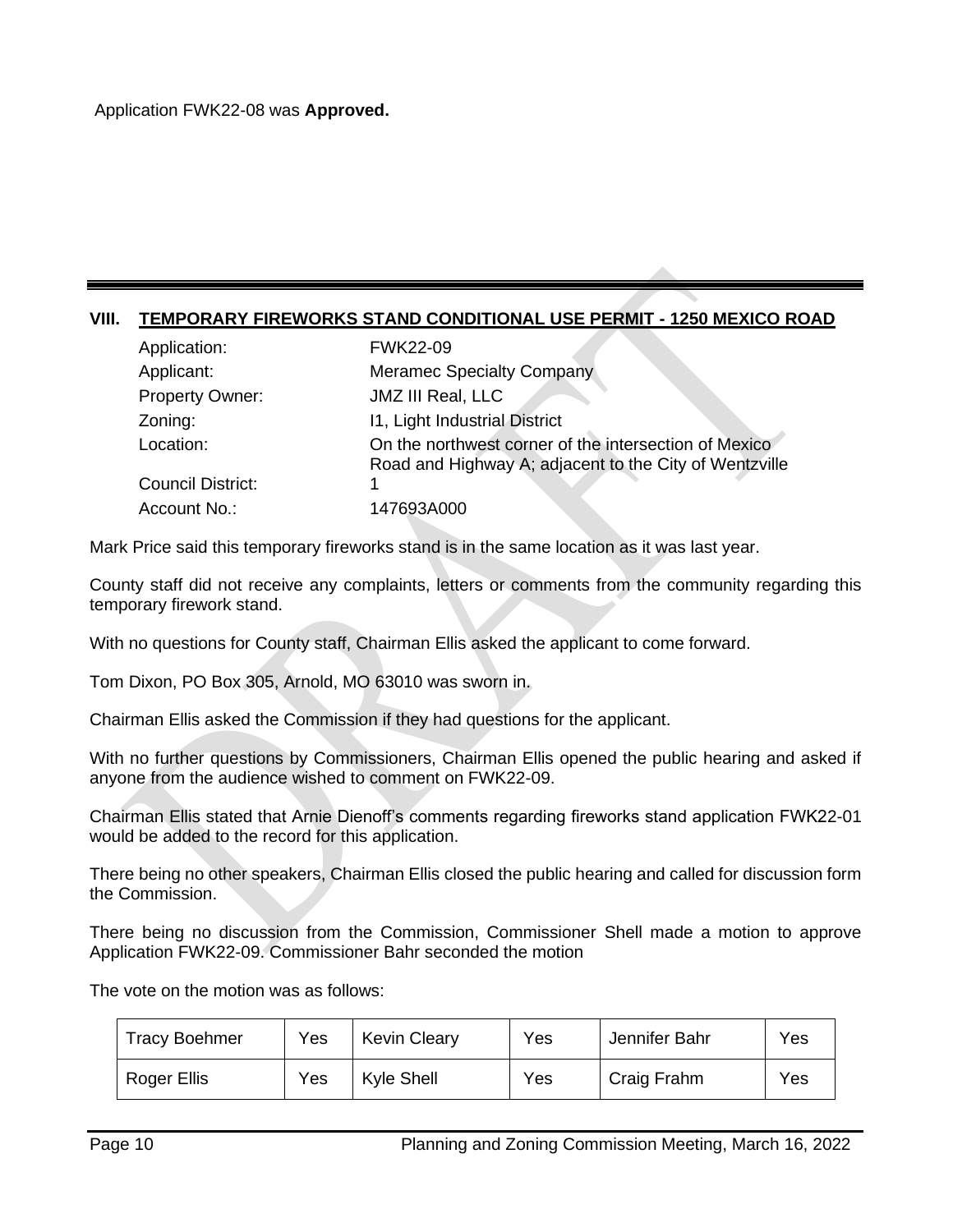Application FWK22-08 was **Approved.**

---

## VIII. TEMPORARY FIREWORKS STAND CONDITIONAL USE PERMIT - 1250 MEXICO ROAD

| | |
|---|---|
| Application: | FWK22-09 |
| Applicant: | Meramec Specialty Company |
| Property Owner: | JMZ III Real, LLC |
| Zoning: | I1, Light Industrial District |
| Location: | On the northwest corner of the intersection of Mexico Road and Highway A; adjacent to the City of Wentzville |
| Council District: | 1 |
| Account No.: | 147693A000 |

Mark Price said this temporary fireworks stand is in the same location as it was last year.

County staff did not receive any complaints, letters or comments from the community regarding this temporary firework stand.

With no questions for County staff, Chairman Ellis asked the applicant to come forward.

Tom Dixon, PO Box 305, Arnold, MO 63010 was sworn in.

Chairman Ellis asked the Commission if they had questions for the applicant.

With no further questions by Commissioners, Chairman Ellis opened the public hearing and asked if anyone from the audience wished to comment on FWK22-09.

Chairman Ellis stated that Arnie Dienoff's comments regarding fireworks stand application FWK22-01 would be added to the record for this application.

There being no other speakers, Chairman Ellis closed the public hearing and called for discussion form the Commission.

There being no discussion from the Commission, Commissioner Shell made a motion to approve Application FWK22-09. Commissioner Bahr seconded the motion

The vote on the motion was as follows:

| | | | | | |
|---|---|---|---|---|---|
| Tracy Boehmer | Yes | Kevin Cleary | Yes | Jennifer Bahr | Yes |
| Roger Ellis | Yes | Kyle Shell | Yes | Craig Frahm | Yes |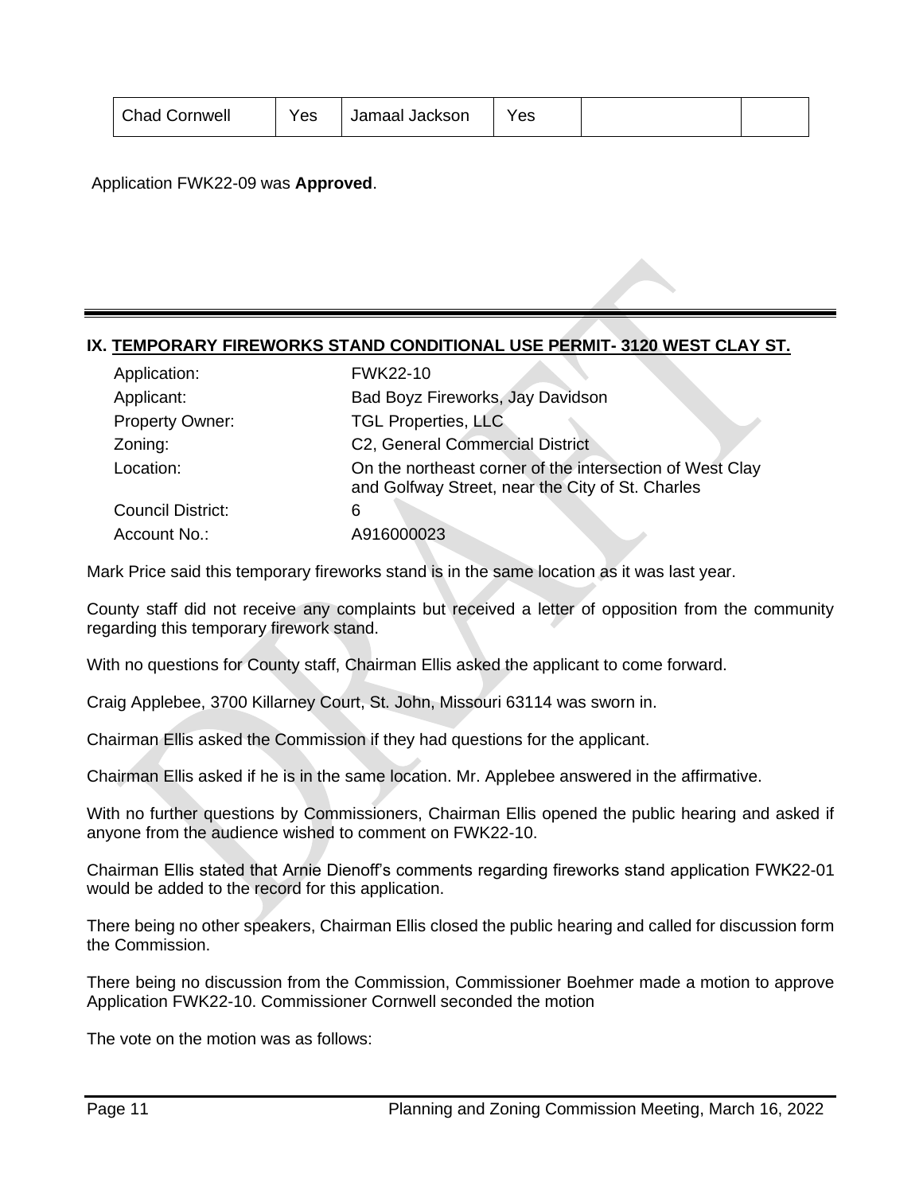| Chad Cornwell | Yes | Jamaal Jackson | Yes | | |
|---|---|---|---|---|---|

Application FWK22-09 was **Approved**.

---

## IX. TEMPORARY FIREWORKS STAND CONDITIONAL USE PERMIT- 3120 WEST CLAY ST.

| | |
|---|---|
| Application: | FWK22-10 |
| Applicant: | Bad Boyz Fireworks, Jay Davidson |
| Property Owner: | TGL Properties, LLC |
| Zoning: | C2, General Commercial District |
| Location: | On the northeast corner of the intersection of West Clay and Golfway Street, near the City of St. Charles |
| Council District: | 6 |
| Account No.: | A916000023 |

Mark Price said this temporary fireworks stand is in the same location as it was last year.

County staff did not receive any complaints but received a letter of opposition from the community regarding this temporary firework stand.

With no questions for County staff, Chairman Ellis asked the applicant to come forward.

Craig Applebee, 3700 Killarney Court, St. John, Missouri 63114 was sworn in.

Chairman Ellis asked the Commission if they had questions for the applicant.

Chairman Ellis asked if he is in the same location. Mr. Applebee answered in the affirmative.

With no further questions by Commissioners, Chairman Ellis opened the public hearing and asked if anyone from the audience wished to comment on FWK22-10.

Chairman Ellis stated that Arnie Dienoff's comments regarding fireworks stand application FWK22-01 would be added to the record for this application.

There being no other speakers, Chairman Ellis closed the public hearing and called for discussion form the Commission.

There being no discussion from the Commission, Commissioner Boehmer made a motion to approve Application FWK22-10. Commissioner Cornwell seconded the motion

The vote on the motion was as follows: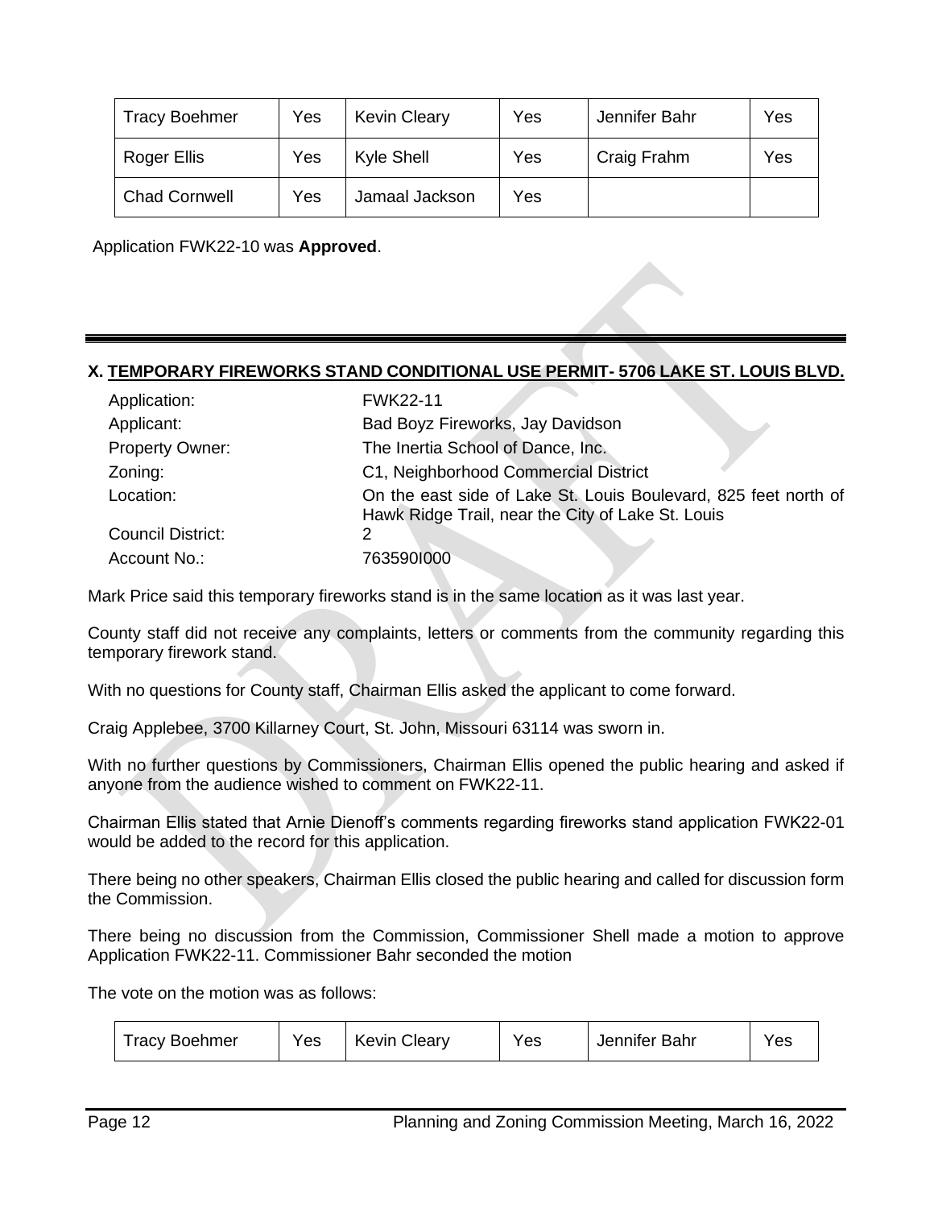| Tracy Boehmer | Yes | Kevin Cleary | Yes | Jennifer Bahr | Yes |
|---|---|---|---|---|---|
| Roger Ellis | Yes | Kyle Shell | Yes | Craig Frahm | Yes |
| Chad Cornwell | Yes | Jamaal Jackson | Yes | | |

Application FWK22-10 was **Approved**.

---

## X. TEMPORARY FIREWORKS STAND CONDITIONAL USE PERMIT- 5706 LAKE ST. LOUIS BLVD.

| | |
|---|---|
| Application: | FWK22-11 |
| Applicant: | Bad Boyz Fireworks, Jay Davidson |
| Property Owner: | The Inertia School of Dance, Inc. |
| Zoning: | C1, Neighborhood Commercial District |
| Location: | On the east side of Lake St. Louis Boulevard, 825 feet north of Hawk Ridge Trail, near the City of Lake St. Louis |
| Council District: | 2 |
| Account No.: | 763590I000 |

Mark Price said this temporary fireworks stand is in the same location as it was last year.

County staff did not receive any complaints, letters or comments from the community regarding this temporary firework stand.

With no questions for County staff, Chairman Ellis asked the applicant to come forward.

Craig Applebee, 3700 Killarney Court, St. John, Missouri 63114 was sworn in.

With no further questions by Commissioners, Chairman Ellis opened the public hearing and asked if anyone from the audience wished to comment on FWK22-11.

Chairman Ellis stated that Arnie Dienoff's comments regarding fireworks stand application FWK22-01 would be added to the record for this application.

There being no other speakers, Chairman Ellis closed the public hearing and called for discussion form the Commission.

There being no discussion from the Commission, Commissioner Shell made a motion to approve Application FWK22-11. Commissioner Bahr seconded the motion

The vote on the motion was as follows:

| Tracy Boehmer | Yes | Kevin Cleary | Yes | Jennifer Bahr | Yes |
|---|---|---|---|---|---|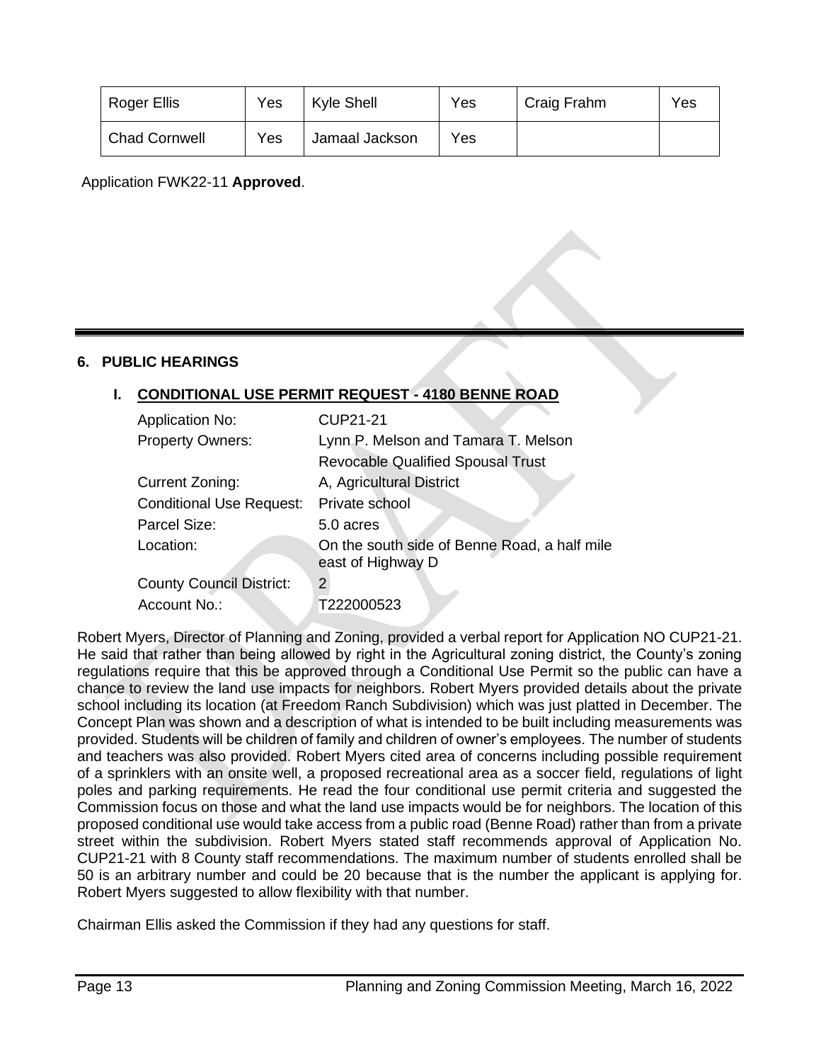| Roger Ellis | Yes | Kyle Shell | Yes | Craig Frahm | Yes |
|---|---|---|---|---|---|
| Chad Cornwell | Yes | Jamaal Jackson | Yes | | |

Application FWK22-11 **Approved**.

---

## 6. PUBLIC HEARINGS

### I. CONDITIONAL USE PERMIT REQUEST - 4180 BENNE ROAD

| | |
|---|---|
| Application No: | CUP21-21 |
| Property Owners: | Lynn P. Melson and Tamara T. Melson Revocable Qualified Spousal Trust |
| Current Zoning: | A, Agricultural District |
| Conditional Use Request: | Private school |
| Parcel Size: | 5.0 acres |
| Location: | On the south side of Benne Road, a half mile east of Highway D |
| County Council District: | 2 |
| Account No.: | T222000523 |

Robert Myers, Director of Planning and Zoning, provided a verbal report for Application NO CUP21-21. He said that rather than being allowed by right in the Agricultural zoning district, the County's zoning regulations require that this be approved through a Conditional Use Permit so the public can have a chance to review the land use impacts for neighbors. Robert Myers provided details about the private school including its location (at Freedom Ranch Subdivision) which was just platted in December. The Concept Plan was shown and a description of what is intended to be built including measurements was provided. Students will be children of family and children of owner's employees. The number of students and teachers was also provided. Robert Myers cited area of concerns including possible requirement of a sprinklers with an onsite well, a proposed recreational area as a soccer field, regulations of light poles and parking requirements. He read the four conditional use permit criteria and suggested the Commission focus on those and what the land use impacts would be for neighbors. The location of this proposed conditional use would take access from a public road (Benne Road) rather than from a private street within the subdivision. Robert Myers stated staff recommends approval of Application No. CUP21-21 with 8 County staff recommendations. The maximum number of students enrolled shall be 50 is an arbitrary number and could be 20 because that is the number the applicant is applying for. Robert Myers suggested to allow flexibility with that number.

Chairman Ellis asked the Commission if they had any questions for staff.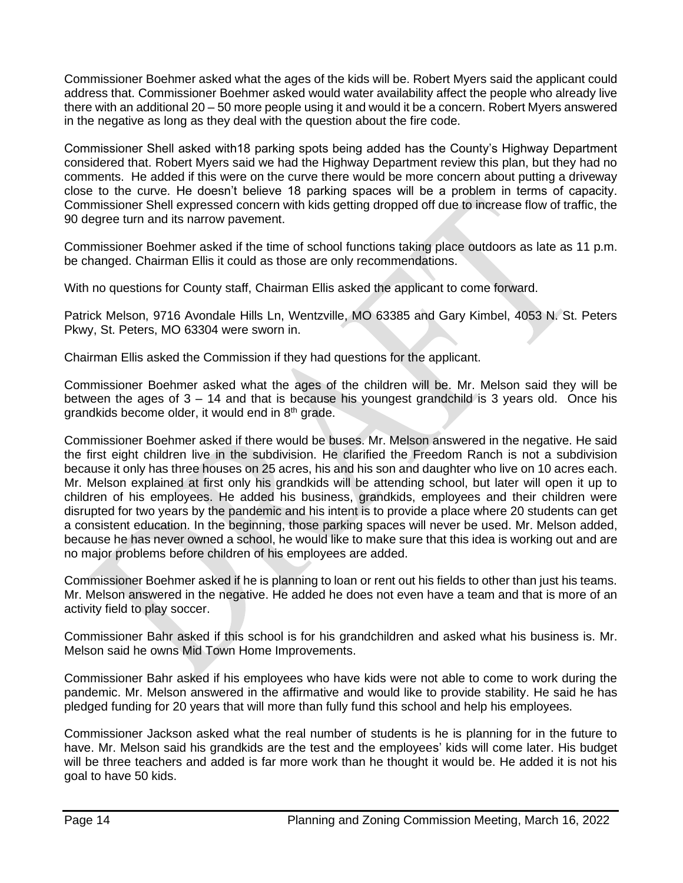Commissioner Boehmer asked what the ages of the kids will be. Robert Myers said the applicant could address that. Commissioner Boehmer asked would water availability affect the people who already live there with an additional 20 – 50 more people using it and would it be a concern. Robert Myers answered in the negative as long as they deal with the question about the fire code.

Commissioner Shell asked with18 parking spots being added has the County's Highway Department considered that. Robert Myers said we had the Highway Department review this plan, but they had no comments. He added if this were on the curve there would be more concern about putting a driveway close to the curve. He doesn't believe 18 parking spaces will be a problem in terms of capacity. Commissioner Shell expressed concern with kids getting dropped off due to increase flow of traffic, the 90 degree turn and its narrow pavement.

Commissioner Boehmer asked if the time of school functions taking place outdoors as late as 11 p.m. be changed. Chairman Ellis it could as those are only recommendations.

With no questions for County staff, Chairman Ellis asked the applicant to come forward.

Patrick Melson, 9716 Avondale Hills Ln, Wentzville, MO 63385 and Gary Kimbel, 4053 N. St. Peters Pkwy, St. Peters, MO 63304 were sworn in.

Chairman Ellis asked the Commission if they had questions for the applicant.

Commissioner Boehmer asked what the ages of the children will be. Mr. Melson said they will be between the ages of 3 – 14 and that is because his youngest grandchild is 3 years old. Once his grandkids become older, it would end in 8th grade.

Commissioner Boehmer asked if there would be buses. Mr. Melson answered in the negative. He said the first eight children live in the subdivision. He clarified the Freedom Ranch is not a subdivision because it only has three houses on 25 acres, his and his son and daughter who live on 10 acres each. Mr. Melson explained at first only his grandkids will be attending school, but later will open it up to children of his employees. He added his business, grandkids, employees and their children were disrupted for two years by the pandemic and his intent is to provide a place where 20 students can get a consistent education. In the beginning, those parking spaces will never be used. Mr. Melson added, because he has never owned a school, he would like to make sure that this idea is working out and are no major problems before children of his employees are added.

Commissioner Boehmer asked if he is planning to loan or rent out his fields to other than just his teams. Mr. Melson answered in the negative. He added he does not even have a team and that is more of an activity field to play soccer.

Commissioner Bahr asked if this school is for his grandchildren and asked what his business is. Mr. Melson said he owns Mid Town Home Improvements.

Commissioner Bahr asked if his employees who have kids were not able to come to work during the pandemic. Mr. Melson answered in the affirmative and would like to provide stability. He said he has pledged funding for 20 years that will more than fully fund this school and help his employees.

Commissioner Jackson asked what the real number of students is he is planning for in the future to have. Mr. Melson said his grandkids are the test and the employees' kids will come later. His budget will be three teachers and added is far more work than he thought it would be. He added it is not his goal to have 50 kids.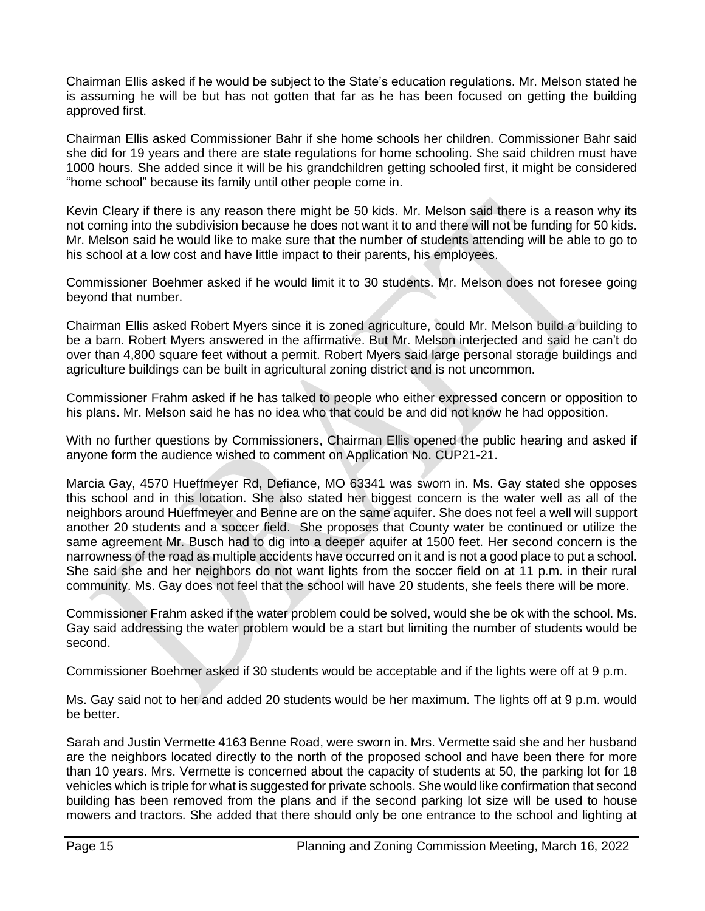Chairman Ellis asked if he would be subject to the State's education regulations. Mr. Melson stated he is assuming he will be but has not gotten that far as he has been focused on getting the building approved first.

Chairman Ellis asked Commissioner Bahr if she home schools her children. Commissioner Bahr said she did for 19 years and there are state regulations for home schooling. She said children must have 1000 hours. She added since it will be his grandchildren getting schooled first, it might be considered "home school" because its family until other people come in.

Kevin Cleary if there is any reason there might be 50 kids. Mr. Melson said there is a reason why its not coming into the subdivision because he does not want it to and there will not be funding for 50 kids. Mr. Melson said he would like to make sure that the number of students attending will be able to go to his school at a low cost and have little impact to their parents, his employees.

Commissioner Boehmer asked if he would limit it to 30 students. Mr. Melson does not foresee going beyond that number.

Chairman Ellis asked Robert Myers since it is zoned agriculture, could Mr. Melson build a building to be a barn. Robert Myers answered in the affirmative. But Mr. Melson interjected and said he can't do over than 4,800 square feet without a permit. Robert Myers said large personal storage buildings and agriculture buildings can be built in agricultural zoning district and is not uncommon.

Commissioner Frahm asked if he has talked to people who either expressed concern or opposition to his plans. Mr. Melson said he has no idea who that could be and did not know he had opposition.

With no further questions by Commissioners, Chairman Ellis opened the public hearing and asked if anyone form the audience wished to comment on Application No. CUP21-21.

Marcia Gay, 4570 Hueffmeyer Rd, Defiance, MO 63341 was sworn in. Ms. Gay stated she opposes this school and in this location. She also stated her biggest concern is the water well as all of the neighbors around Hueffmeyer and Benne are on the same aquifer. She does not feel a well will support another 20 students and a soccer field. She proposes that County water be continued or utilize the same agreement Mr. Busch had to dig into a deeper aquifer at 1500 feet. Her second concern is the narrowness of the road as multiple accidents have occurred on it and is not a good place to put a school. She said she and her neighbors do not want lights from the soccer field on at 11 p.m. in their rural community. Ms. Gay does not feel that the school will have 20 students, she feels there will be more.

Commissioner Frahm asked if the water problem could be solved, would she be ok with the school. Ms. Gay said addressing the water problem would be a start but limiting the number of students would be second.

Commissioner Boehmer asked if 30 students would be acceptable and if the lights were off at 9 p.m.

Ms. Gay said not to her and added 20 students would be her maximum. The lights off at 9 p.m. would be better.

Sarah and Justin Vermette 4163 Benne Road, were sworn in. Mrs. Vermette said she and her husband are the neighbors located directly to the north of the proposed school and have been there for more than 10 years. Mrs. Vermette is concerned about the capacity of students at 50, the parking lot for 18 vehicles which is triple for what is suggested for private schools. She would like confirmation that second building has been removed from the plans and if the second parking lot size will be used to house mowers and tractors. She added that there should only be one entrance to the school and lighting at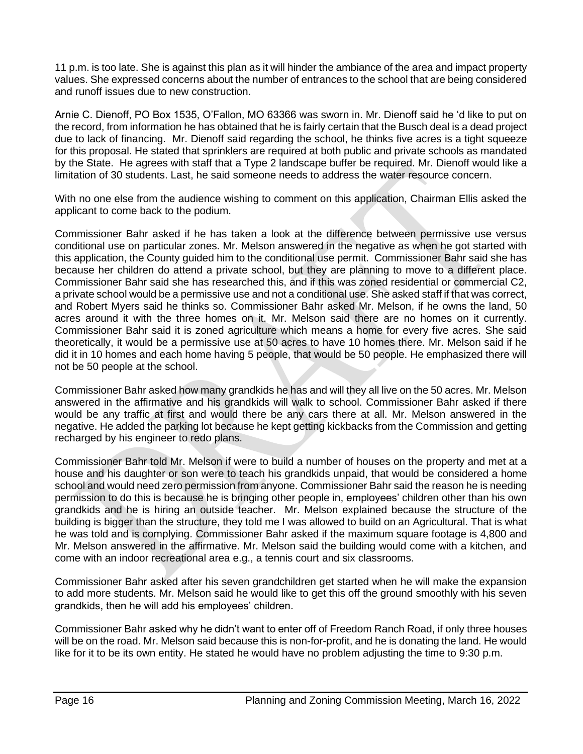11 p.m. is too late. She is against this plan as it will hinder the ambiance of the area and impact property values. She expressed concerns about the number of entrances to the school that are being considered and runoff issues due to new construction.

Arnie C. Dienoff, PO Box 1535, O'Fallon, MO 63366 was sworn in. Mr. Dienoff said he 'd like to put on the record, from information he has obtained that he is fairly certain that the Busch deal is a dead project due to lack of financing. Mr. Dienoff said regarding the school, he thinks five acres is a tight squeeze for this proposal. He stated that sprinklers are required at both public and private schools as mandated by the State. He agrees with staff that a Type 2 landscape buffer be required. Mr. Dienoff would like a limitation of 30 students. Last, he said someone needs to address the water resource concern.

With no one else from the audience wishing to comment on this application, Chairman Ellis asked the applicant to come back to the podium.

Commissioner Bahr asked if he has taken a look at the difference between permissive use versus conditional use on particular zones. Mr. Melson answered in the negative as when he got started with this application, the County guided him to the conditional use permit. Commissioner Bahr said she has because her children do attend a private school, but they are planning to move to a different place. Commissioner Bahr said she has researched this, and if this was zoned residential or commercial C2, a private school would be a permissive use and not a conditional use. She asked staff if that was correct, and Robert Myers said he thinks so. Commissioner Bahr asked Mr. Melson, if he owns the land, 50 acres around it with the three homes on it. Mr. Melson said there are no homes on it currently. Commissioner Bahr said it is zoned agriculture which means a home for every five acres. She said theoretically, it would be a permissive use at 50 acres to have 10 homes there. Mr. Melson said if he did it in 10 homes and each home having 5 people, that would be 50 people. He emphasized there will not be 50 people at the school.

Commissioner Bahr asked how many grandkids he has and will they all live on the 50 acres. Mr. Melson answered in the affirmative and his grandkids will walk to school. Commissioner Bahr asked if there would be any traffic at first and would there be any cars there at all. Mr. Melson answered in the negative. He added the parking lot because he kept getting kickbacks from the Commission and getting recharged by his engineer to redo plans.

Commissioner Bahr told Mr. Melson if were to build a number of houses on the property and met at a house and his daughter or son were to teach his grandkids unpaid, that would be considered a home school and would need zero permission from anyone. Commissioner Bahr said the reason he is needing permission to do this is because he is bringing other people in, employees' children other than his own grandkids and he is hiring an outside teacher. Mr. Melson explained because the structure of the building is bigger than the structure, they told me I was allowed to build on an Agricultural. That is what he was told and is complying. Commissioner Bahr asked if the maximum square footage is 4,800 and Mr. Melson answered in the affirmative. Mr. Melson said the building would come with a kitchen, and come with an indoor recreational area e.g., a tennis court and six classrooms.

Commissioner Bahr asked after his seven grandchildren get started when he will make the expansion to add more students. Mr. Melson said he would like to get this off the ground smoothly with his seven grandkids, then he will add his employees' children.

Commissioner Bahr asked why he didn't want to enter off of Freedom Ranch Road, if only three houses will be on the road. Mr. Melson said because this is non-for-profit, and he is donating the land. He would like for it to be its own entity. He stated he would have no problem adjusting the time to 9:30 p.m.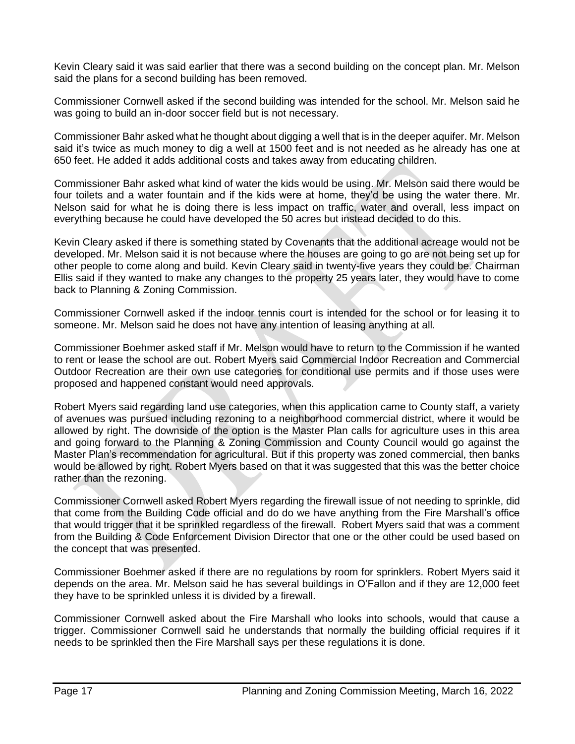Kevin Cleary said it was said earlier that there was a second building on the concept plan. Mr. Melson said the plans for a second building has been removed.

Commissioner Cornwell asked if the second building was intended for the school. Mr. Melson said he was going to build an in-door soccer field but is not necessary.

Commissioner Bahr asked what he thought about digging a well that is in the deeper aquifer. Mr. Melson said it's twice as much money to dig a well at 1500 feet and is not needed as he already has one at 650 feet. He added it adds additional costs and takes away from educating children.

Commissioner Bahr asked what kind of water the kids would be using. Mr. Melson said there would be four toilets and a water fountain and if the kids were at home, they'd be using the water there. Mr. Nelson said for what he is doing there is less impact on traffic, water and overall, less impact on everything because he could have developed the 50 acres but instead decided to do this.

Kevin Cleary asked if there is something stated by Covenants that the additional acreage would not be developed. Mr. Melson said it is not because where the houses are going to go are not being set up for other people to come along and build. Kevin Cleary said in twenty-five years they could be. Chairman Ellis said if they wanted to make any changes to the property 25 years later, they would have to come back to Planning & Zoning Commission.

Commissioner Cornwell asked if the indoor tennis court is intended for the school or for leasing it to someone. Mr. Melson said he does not have any intention of leasing anything at all.

Commissioner Boehmer asked staff if Mr. Melson would have to return to the Commission if he wanted to rent or lease the school are out. Robert Myers said Commercial Indoor Recreation and Commercial Outdoor Recreation are their own use categories for conditional use permits and if those uses were proposed and happened constant would need approvals.

Robert Myers said regarding land use categories, when this application came to County staff, a variety of avenues was pursued including rezoning to a neighborhood commercial district, where it would be allowed by right. The downside of the option is the Master Plan calls for agriculture uses in this area and going forward to the Planning & Zoning Commission and County Council would go against the Master Plan's recommendation for agricultural. But if this property was zoned commercial, then banks would be allowed by right. Robert Myers based on that it was suggested that this was the better choice rather than the rezoning.

Commissioner Cornwell asked Robert Myers regarding the firewall issue of not needing to sprinkle, did that come from the Building Code official and do do we have anything from the Fire Marshall's office that would trigger that it be sprinkled regardless of the firewall. Robert Myers said that was a comment from the Building & Code Enforcement Division Director that one or the other could be used based on the concept that was presented.

Commissioner Boehmer asked if there are no regulations by room for sprinklers. Robert Myers said it depends on the area. Mr. Melson said he has several buildings in O'Fallon and if they are 12,000 feet they have to be sprinkled unless it is divided by a firewall.

Commissioner Cornwell asked about the Fire Marshall who looks into schools, would that cause a trigger. Commissioner Cornwell said he understands that normally the building official requires if it needs to be sprinkled then the Fire Marshall says per these regulations it is done.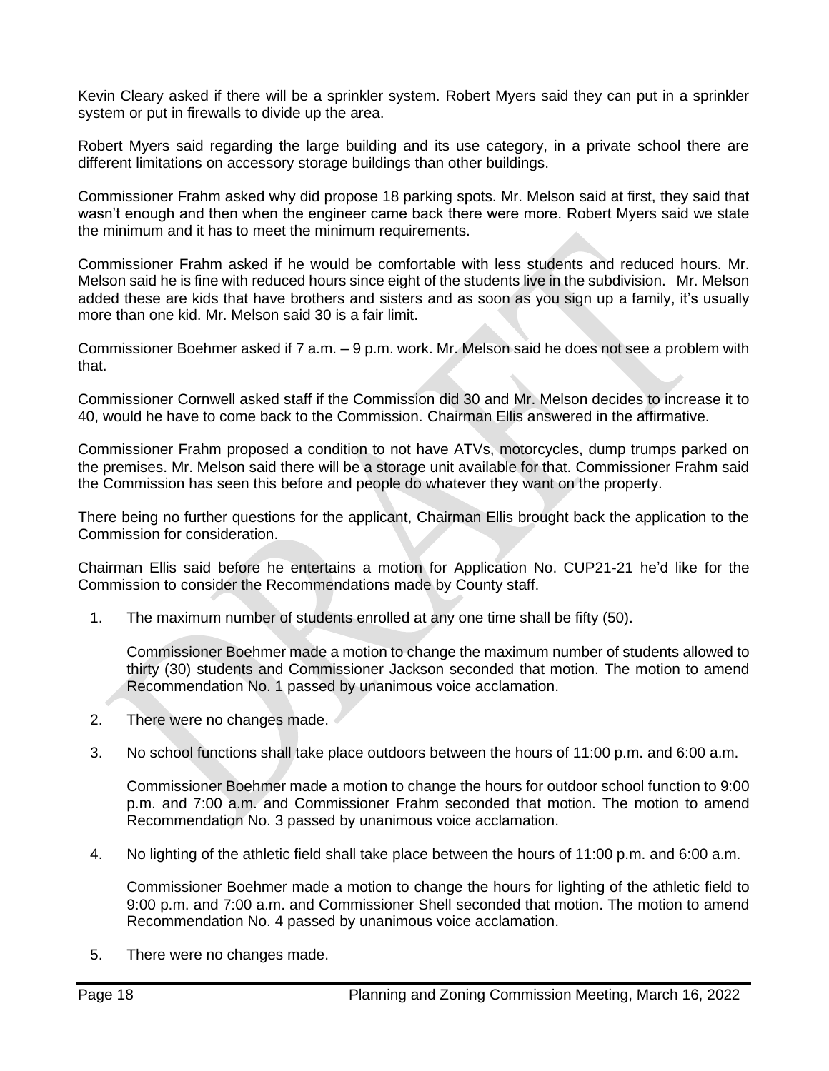Kevin Cleary asked if there will be a sprinkler system. Robert Myers said they can put in a sprinkler system or put in firewalls to divide up the area.

Robert Myers said regarding the large building and its use category, in a private school there are different limitations on accessory storage buildings than other buildings.

Commissioner Frahm asked why did propose 18 parking spots. Mr. Melson said at first, they said that wasn't enough and then when the engineer came back there were more. Robert Myers said we state the minimum and it has to meet the minimum requirements.

Commissioner Frahm asked if he would be comfortable with less students and reduced hours. Mr. Melson said he is fine with reduced hours since eight of the students live in the subdivision. Mr. Melson added these are kids that have brothers and sisters and as soon as you sign up a family, it's usually more than one kid. Mr. Melson said 30 is a fair limit.

Commissioner Boehmer asked if 7 a.m. – 9 p.m. work. Mr. Melson said he does not see a problem with that.

Commissioner Cornwell asked staff if the Commission did 30 and Mr. Melson decides to increase it to 40, would he have to come back to the Commission. Chairman Ellis answered in the affirmative.

Commissioner Frahm proposed a condition to not have ATVs, motorcycles, dump trumps parked on the premises. Mr. Melson said there will be a storage unit available for that. Commissioner Frahm said the Commission has seen this before and people do whatever they want on the property.

There being no further questions for the applicant, Chairman Ellis brought back the application to the Commission for consideration.

Chairman Ellis said before he entertains a motion for Application No. CUP21-21 he'd like for the Commission to consider the Recommendations made by County staff.

1. The maximum number of students enrolled at any one time shall be fifty (50).

   Commissioner Boehmer made a motion to change the maximum number of students allowed to thirty (30) students and Commissioner Jackson seconded that motion. The motion to amend Recommendation No. 1 passed by unanimous voice acclamation.

2. There were no changes made.

3. No school functions shall take place outdoors between the hours of 11:00 p.m. and 6:00 a.m.

   Commissioner Boehmer made a motion to change the hours for outdoor school function to 9:00 p.m. and 7:00 a.m. and Commissioner Frahm seconded that motion. The motion to amend Recommendation No. 3 passed by unanimous voice acclamation.

4. No lighting of the athletic field shall take place between the hours of 11:00 p.m. and 6:00 a.m.

   Commissioner Boehmer made a motion to change the hours for lighting of the athletic field to 9:00 p.m. and 7:00 a.m. and Commissioner Shell seconded that motion. The motion to amend Recommendation No. 4 passed by unanimous voice acclamation.

5. There were no changes made.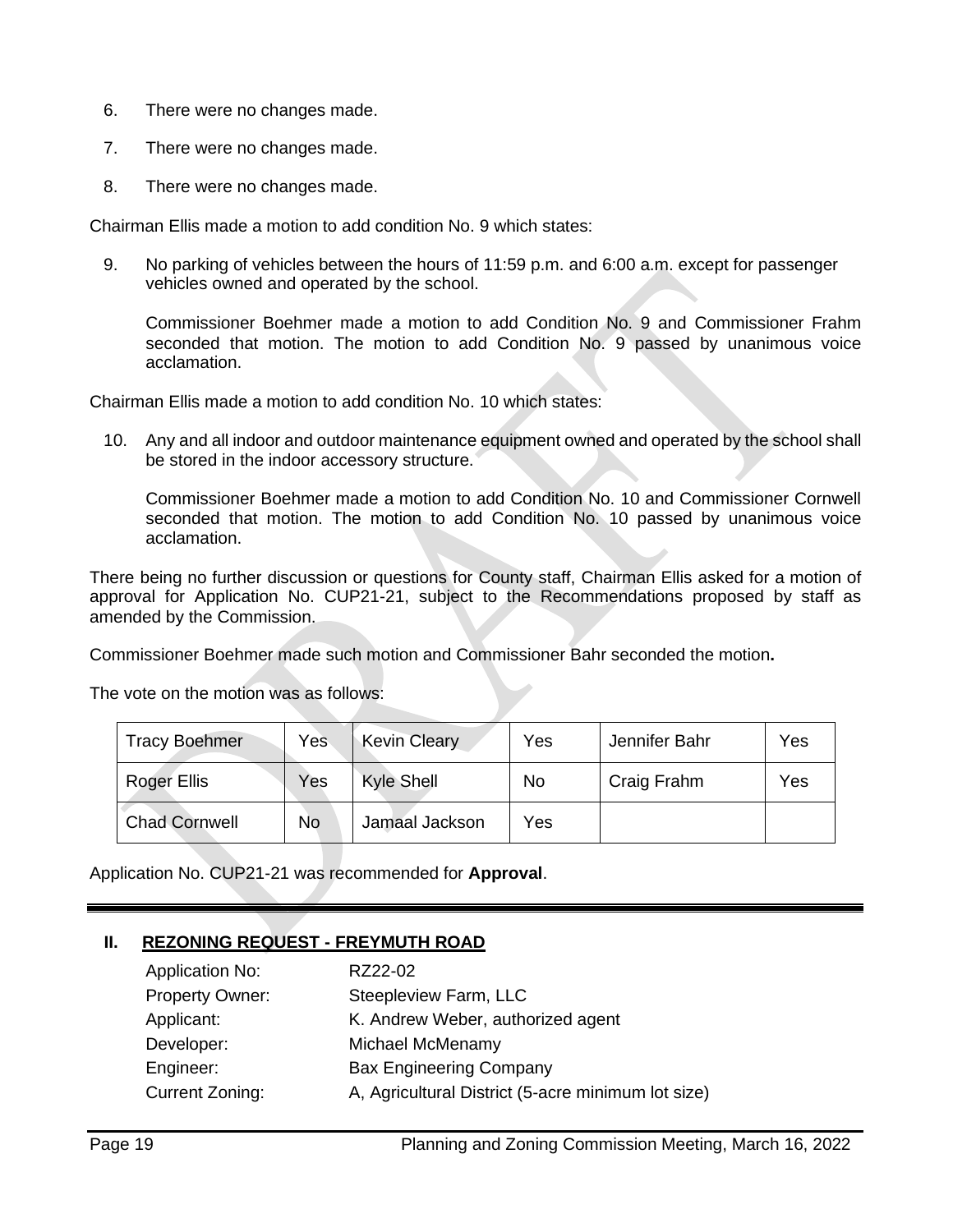6. There were no changes made.

7. There were no changes made.

8. There were no changes made.

Chairman Ellis made a motion to add condition No. 9 which states:

9. No parking of vehicles between the hours of 11:59 p.m. and 6:00 a.m. except for passenger vehicles owned and operated by the school.

   Commissioner Boehmer made a motion to add Condition No. 9 and Commissioner Frahm seconded that motion. The motion to add Condition No. 9 passed by unanimous voice acclamation.

Chairman Ellis made a motion to add condition No. 10 which states:

10. Any and all indoor and outdoor maintenance equipment owned and operated by the school shall be stored in the indoor accessory structure.

    Commissioner Boehmer made a motion to add Condition No. 10 and Commissioner Cornwell seconded that motion. The motion to add Condition No. 10 passed by unanimous voice acclamation.

There being no further discussion or questions for County staff, Chairman Ellis asked for a motion of approval for Application No. CUP21-21, subject to the Recommendations proposed by staff as amended by the Commission.

Commissioner Boehmer made such motion and Commissioner Bahr seconded the motion**.**

The vote on the motion was as follows:

| | | | | | |
|---|---|---|---|---|---|
| Tracy Boehmer | Yes | Kevin Cleary | Yes | Jennifer Bahr | Yes |
| Roger Ellis | Yes | Kyle Shell | No | Craig Frahm | Yes |
| Chad Cornwell | No | Jamaal Jackson | Yes | | |

Application No. CUP21-21 was recommended for **Approval**.

---

## II. REZONING REQUEST - FREYMUTH ROAD

| | |
|---|---|
| Application No: | RZ22-02 |
| Property Owner: | Steepleview Farm, LLC |
| Applicant: | K. Andrew Weber, authorized agent |
| Developer: | Michael McMenamy |
| Engineer: | Bax Engineering Company |
| Current Zoning: | A, Agricultural District (5-acre minimum lot size) |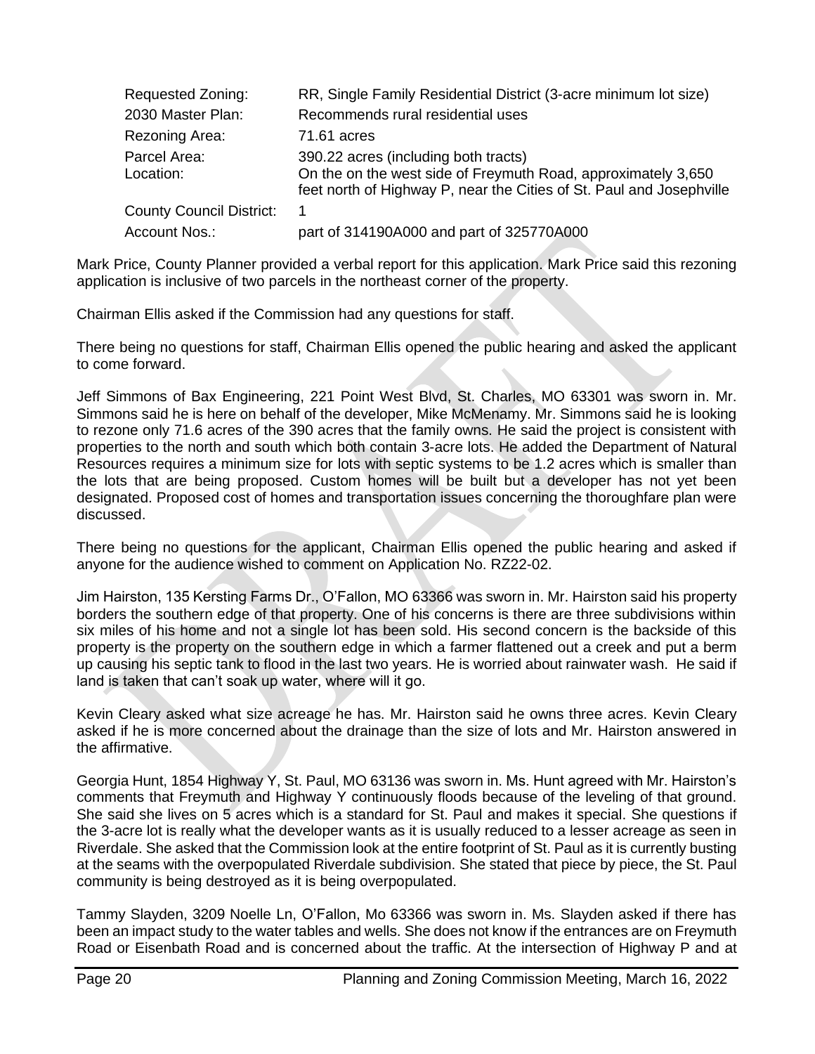| | |
|---|---|
| Requested Zoning: | RR, Single Family Residential District (3-acre minimum lot size) |
| 2030 Master Plan: | Recommends rural residential uses |
| Rezoning Area: | 71.61 acres |
| Parcel Area: | 390.22 acres (including both tracts) |
| Location: | On the on the west side of Freymuth Road, approximately 3,650 feet north of Highway P, near the Cities of St. Paul and Josephville |
| County Council District: | 1 |
| Account Nos.: | part of 314190A000 and part of 325770A000 |

Mark Price, County Planner provided a verbal report for this application. Mark Price said this rezoning application is inclusive of two parcels in the northeast corner of the property.

Chairman Ellis asked if the Commission had any questions for staff.

There being no questions for staff, Chairman Ellis opened the public hearing and asked the applicant to come forward.

Jeff Simmons of Bax Engineering, 221 Point West Blvd, St. Charles, MO 63301 was sworn in. Mr. Simmons said he is here on behalf of the developer, Mike McMenamy. Mr. Simmons said he is looking to rezone only 71.6 acres of the 390 acres that the family owns. He said the project is consistent with properties to the north and south which both contain 3-acre lots. He added the Department of Natural Resources requires a minimum size for lots with septic systems to be 1.2 acres which is smaller than the lots that are being proposed. Custom homes will be built but a developer has not yet been designated. Proposed cost of homes and transportation issues concerning the thoroughfare plan were discussed.

There being no questions for the applicant, Chairman Ellis opened the public hearing and asked if anyone for the audience wished to comment on Application No. RZ22-02.

Jim Hairston, 135 Kersting Farms Dr., O'Fallon, MO 63366 was sworn in. Mr. Hairston said his property borders the southern edge of that property. One of his concerns is there are three subdivisions within six miles of his home and not a single lot has been sold. His second concern is the backside of this property is the property on the southern edge in which a farmer flattened out a creek and put a berm up causing his septic tank to flood in the last two years. He is worried about rainwater wash. He said if land is taken that can't soak up water, where will it go.

Kevin Cleary asked what size acreage he has. Mr. Hairston said he owns three acres. Kevin Cleary asked if he is more concerned about the drainage than the size of lots and Mr. Hairston answered in the affirmative.

Georgia Hunt, 1854 Highway Y, St. Paul, MO 63136 was sworn in. Ms. Hunt agreed with Mr. Hairston's comments that Freymuth and Highway Y continuously floods because of the leveling of that ground. She said she lives on 5 acres which is a standard for St. Paul and makes it special. She questions if the 3-acre lot is really what the developer wants as it is usually reduced to a lesser acreage as seen in Riverdale. She asked that the Commission look at the entire footprint of St. Paul as it is currently busting at the seams with the overpopulated Riverdale subdivision. She stated that piece by piece, the St. Paul community is being destroyed as it is being overpopulated.

Tammy Slayden, 3209 Noelle Ln, O'Fallon, Mo 63366 was sworn in. Ms. Slayden asked if there has been an impact study to the water tables and wells. She does not know if the entrances are on Freymuth Road or Eisenbath Road and is concerned about the traffic. At the intersection of Highway P and at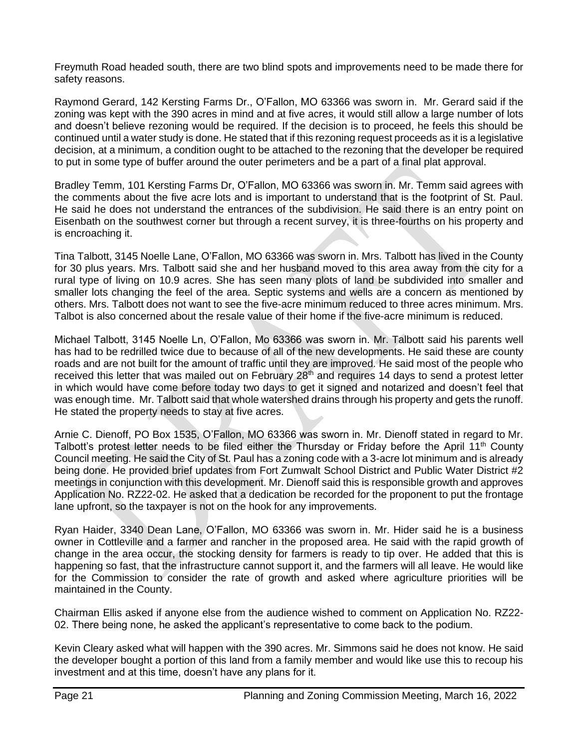Freymuth Road headed south, there are two blind spots and improvements need to be made there for safety reasons.

Raymond Gerard, 142 Kersting Farms Dr., O'Fallon, MO 63366 was sworn in. Mr. Gerard said if the zoning was kept with the 390 acres in mind and at five acres, it would still allow a large number of lots and doesn't believe rezoning would be required. If the decision is to proceed, he feels this should be continued until a water study is done. He stated that if this rezoning request proceeds as it is a legislative decision, at a minimum, a condition ought to be attached to the rezoning that the developer be required to put in some type of buffer around the outer perimeters and be a part of a final plat approval.

Bradley Temm, 101 Kersting Farms Dr, O'Fallon, MO 63366 was sworn in. Mr. Temm said agrees with the comments about the five acre lots and is important to understand that is the footprint of St. Paul. He said he does not understand the entrances of the subdivision. He said there is an entry point on Eisenbath on the southwest corner but through a recent survey, it is three-fourths on his property and is encroaching it.

Tina Talbott, 3145 Noelle Lane, O'Fallon, MO 63366 was sworn in. Mrs. Talbott has lived in the County for 30 plus years. Mrs. Talbott said she and her husband moved to this area away from the city for a rural type of living on 10.9 acres. She has seen many plots of land be subdivided into smaller and smaller lots changing the feel of the area. Septic systems and wells are a concern as mentioned by others. Mrs. Talbott does not want to see the five-acre minimum reduced to three acres minimum. Mrs. Talbot is also concerned about the resale value of their home if the five-acre minimum is reduced.

Michael Talbott, 3145 Noelle Ln, O'Fallon, Mo 63366 was sworn in. Mr. Talbott said his parents well has had to be redrilled twice due to because of all of the new developments. He said these are county roads and are not built for the amount of traffic until they are improved. He said most of the people who received this letter that was mailed out on February 28th and requires 14 days to send a protest letter in which would have come before today two days to get it signed and notarized and doesn't feel that was enough time. Mr. Talbott said that whole watershed drains through his property and gets the runoff. He stated the property needs to stay at five acres.

Arnie C. Dienoff, PO Box 1535, O'Fallon, MO 63366 was sworn in. Mr. Dienoff stated in regard to Mr. Talbott's protest letter needs to be filed either the Thursday or Friday before the April 11th County Council meeting. He said the City of St. Paul has a zoning code with a 3-acre lot minimum and is already being done. He provided brief updates from Fort Zumwalt School District and Public Water District #2 meetings in conjunction with this development. Mr. Dienoff said this is responsible growth and approves Application No. RZ22-02. He asked that a dedication be recorded for the proponent to put the frontage lane upfront, so the taxpayer is not on the hook for any improvements.

Ryan Haider, 3340 Dean Lane, O'Fallon, MO 63366 was sworn in. Mr. Hider said he is a business owner in Cottleville and a farmer and rancher in the proposed area. He said with the rapid growth of change in the area occur, the stocking density for farmers is ready to tip over. He added that this is happening so fast, that the infrastructure cannot support it, and the farmers will all leave. He would like for the Commission to consider the rate of growth and asked where agriculture priorities will be maintained in the County.

Chairman Ellis asked if anyone else from the audience wished to comment on Application No. RZ22-02. There being none, he asked the applicant's representative to come back to the podium.

Kevin Cleary asked what will happen with the 390 acres. Mr. Simmons said he does not know. He said the developer bought a portion of this land from a family member and would like use this to recoup his investment and at this time, doesn't have any plans for it.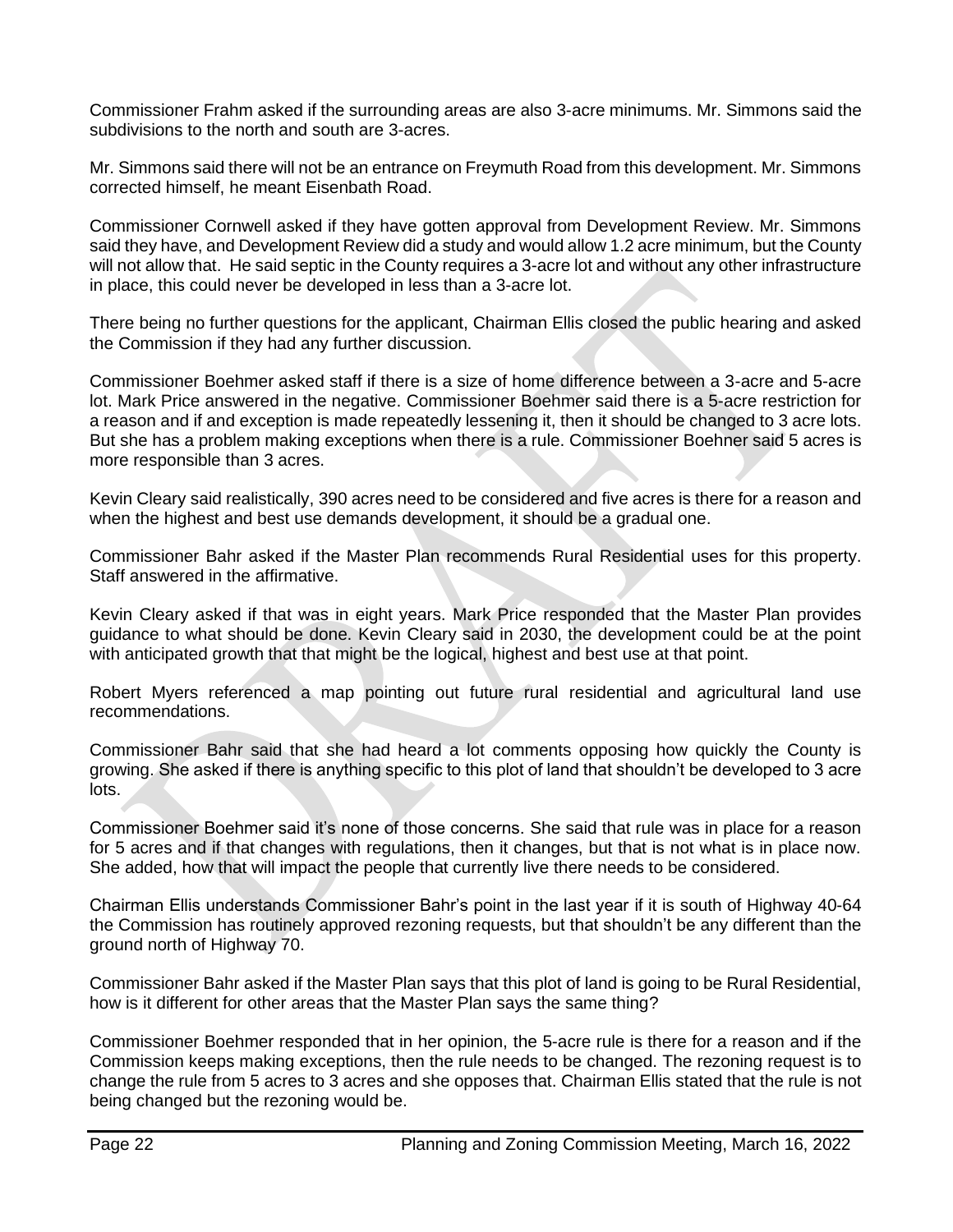Commissioner Frahm asked if the surrounding areas are also 3-acre minimums. Mr. Simmons said the subdivisions to the north and south are 3-acres.

Mr. Simmons said there will not be an entrance on Freymuth Road from this development. Mr. Simmons corrected himself, he meant Eisenbath Road.

Commissioner Cornwell asked if they have gotten approval from Development Review. Mr. Simmons said they have, and Development Review did a study and would allow 1.2 acre minimum, but the County will not allow that. He said septic in the County requires a 3-acre lot and without any other infrastructure in place, this could never be developed in less than a 3-acre lot.

There being no further questions for the applicant, Chairman Ellis closed the public hearing and asked the Commission if they had any further discussion.

Commissioner Boehmer asked staff if there is a size of home difference between a 3-acre and 5-acre lot. Mark Price answered in the negative. Commissioner Boehmer said there is a 5-acre restriction for a reason and if and exception is made repeatedly lessening it, then it should be changed to 3 acre lots. But she has a problem making exceptions when there is a rule. Commissioner Boehner said 5 acres is more responsible than 3 acres.

Kevin Cleary said realistically, 390 acres need to be considered and five acres is there for a reason and when the highest and best use demands development, it should be a gradual one.

Commissioner Bahr asked if the Master Plan recommends Rural Residential uses for this property. Staff answered in the affirmative.

Kevin Cleary asked if that was in eight years. Mark Price responded that the Master Plan provides guidance to what should be done. Kevin Cleary said in 2030, the development could be at the point with anticipated growth that that might be the logical, highest and best use at that point.

Robert Myers referenced a map pointing out future rural residential and agricultural land use recommendations.

Commissioner Bahr said that she had heard a lot comments opposing how quickly the County is growing. She asked if there is anything specific to this plot of land that shouldn't be developed to 3 acre lots.

Commissioner Boehmer said it's none of those concerns. She said that rule was in place for a reason for 5 acres and if that changes with regulations, then it changes, but that is not what is in place now. She added, how that will impact the people that currently live there needs to be considered.

Chairman Ellis understands Commissioner Bahr's point in the last year if it is south of Highway 40-64 the Commission has routinely approved rezoning requests, but that shouldn't be any different than the ground north of Highway 70.

Commissioner Bahr asked if the Master Plan says that this plot of land is going to be Rural Residential, how is it different for other areas that the Master Plan says the same thing?

Commissioner Boehmer responded that in her opinion, the 5-acre rule is there for a reason and if the Commission keeps making exceptions, then the rule needs to be changed. The rezoning request is to change the rule from 5 acres to 3 acres and she opposes that. Chairman Ellis stated that the rule is not being changed but the rezoning would be.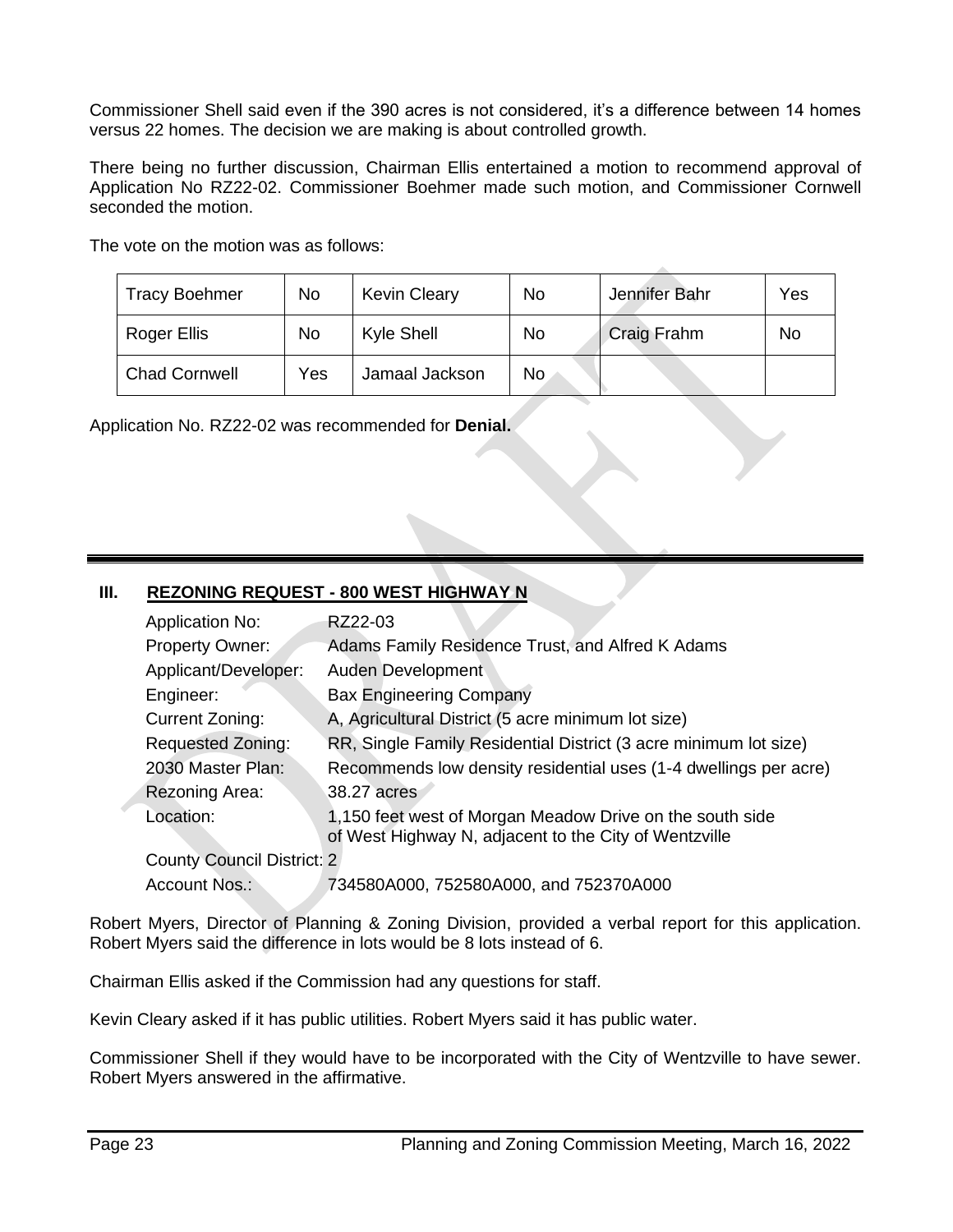Commissioner Shell said even if the 390 acres is not considered, it's a difference between 14 homes versus 22 homes. The decision we are making is about controlled growth.

There being no further discussion, Chairman Ellis entertained a motion to recommend approval of Application No RZ22-02. Commissioner Boehmer made such motion, and Commissioner Cornwell seconded the motion.

The vote on the motion was as follows:

| Tracy Boehmer | No | Kevin Cleary | No | Jennifer Bahr | Yes |
|---|---|---|---|---|---|
| Roger Ellis | No | Kyle Shell | No | Craig Frahm | No |
| Chad Cornwell | Yes | Jamaal Jackson | No | | |

Application No. RZ22-02 was recommended for **Denial.**

---

## III. REZONING REQUEST - 800 WEST HIGHWAY N

| | |
|---|---|
| Application No: | RZ22-03 |
| Property Owner: | Adams Family Residence Trust, and Alfred K Adams |
| Applicant/Developer: | Auden Development |
| Engineer: | Bax Engineering Company |
| Current Zoning: | A, Agricultural District (5 acre minimum lot size) |
| Requested Zoning: | RR, Single Family Residential District (3 acre minimum lot size) |
| 2030 Master Plan: | Recommends low density residential uses (1-4 dwellings per acre) |
| Rezoning Area: | 38.27 acres |
| Location: | 1,150 feet west of Morgan Meadow Drive on the south side of West Highway N, adjacent to the City of Wentzville |
| County Council District: | 2 |
| Account Nos.: | 734580A000, 752580A000, and 752370A000 |

Robert Myers, Director of Planning & Zoning Division, provided a verbal report for this application. Robert Myers said the difference in lots would be 8 lots instead of 6.

Chairman Ellis asked if the Commission had any questions for staff.

Kevin Cleary asked if it has public utilities. Robert Myers said it has public water.

Commissioner Shell if they would have to be incorporated with the City of Wentzville to have sewer. Robert Myers answered in the affirmative.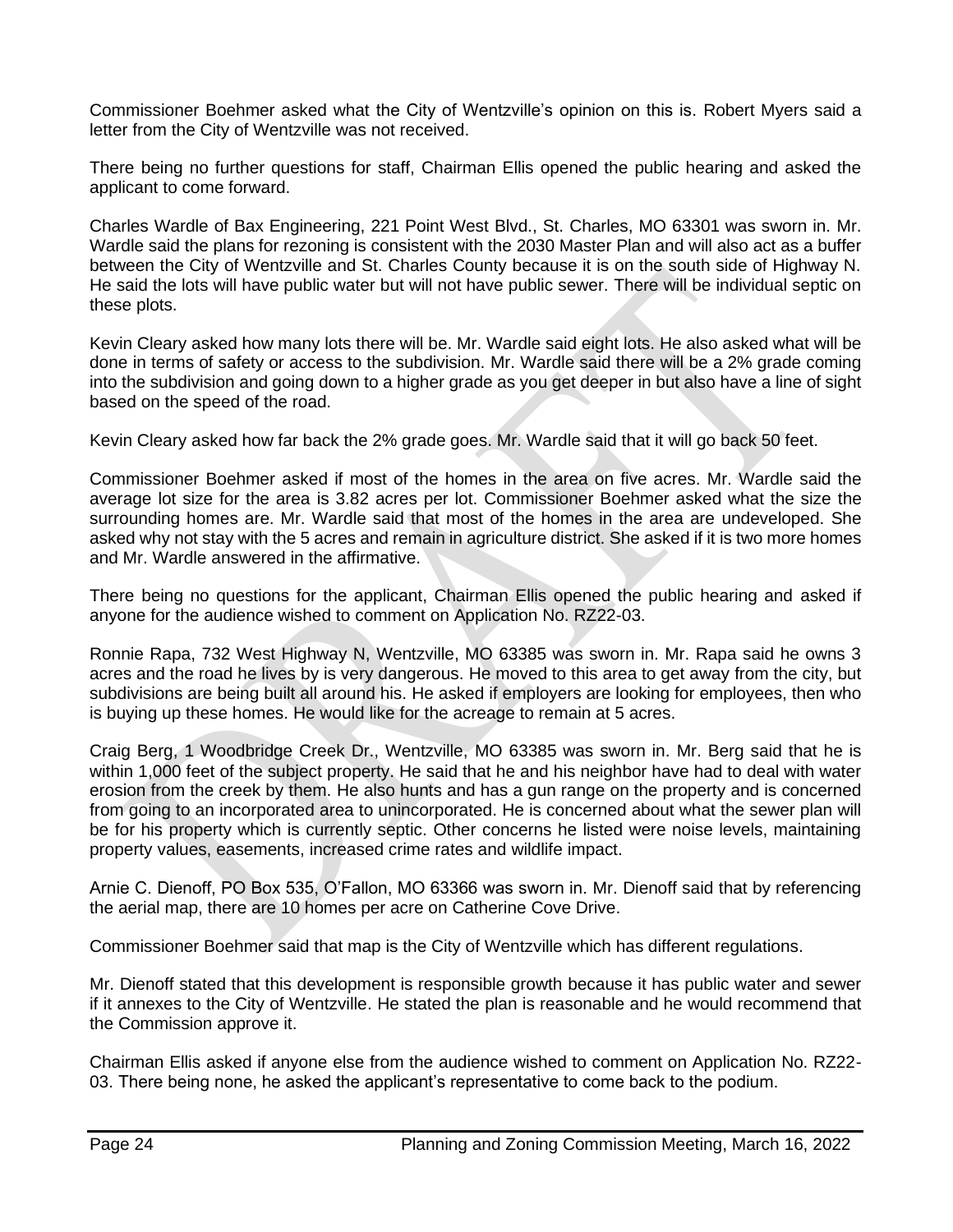Commissioner Boehmer asked what the City of Wentzville's opinion on this is. Robert Myers said a letter from the City of Wentzville was not received.

There being no further questions for staff, Chairman Ellis opened the public hearing and asked the applicant to come forward.

Charles Wardle of Bax Engineering, 221 Point West Blvd., St. Charles, MO 63301 was sworn in. Mr. Wardle said the plans for rezoning is consistent with the 2030 Master Plan and will also act as a buffer between the City of Wentzville and St. Charles County because it is on the south side of Highway N. He said the lots will have public water but will not have public sewer. There will be individual septic on these plots.

Kevin Cleary asked how many lots there will be. Mr. Wardle said eight lots. He also asked what will be done in terms of safety or access to the subdivision. Mr. Wardle said there will be a 2% grade coming into the subdivision and going down to a higher grade as you get deeper in but also have a line of sight based on the speed of the road.

Kevin Cleary asked how far back the 2% grade goes. Mr. Wardle said that it will go back 50 feet.

Commissioner Boehmer asked if most of the homes in the area on five acres. Mr. Wardle said the average lot size for the area is 3.82 acres per lot. Commissioner Boehmer asked what the size the surrounding homes are. Mr. Wardle said that most of the homes in the area are undeveloped. She asked why not stay with the 5 acres and remain in agriculture district. She asked if it is two more homes and Mr. Wardle answered in the affirmative.

There being no questions for the applicant, Chairman Ellis opened the public hearing and asked if anyone for the audience wished to comment on Application No. RZ22-03.

Ronnie Rapa, 732 West Highway N, Wentzville, MO 63385 was sworn in. Mr. Rapa said he owns 3 acres and the road he lives by is very dangerous. He moved to this area to get away from the city, but subdivisions are being built all around his. He asked if employers are looking for employees, then who is buying up these homes. He would like for the acreage to remain at 5 acres.

Craig Berg, 1 Woodbridge Creek Dr., Wentzville, MO 63385 was sworn in. Mr. Berg said that he is within 1,000 feet of the subject property. He said that he and his neighbor have had to deal with water erosion from the creek by them. He also hunts and has a gun range on the property and is concerned from going to an incorporated area to unincorporated. He is concerned about what the sewer plan will be for his property which is currently septic. Other concerns he listed were noise levels, maintaining property values, easements, increased crime rates and wildlife impact.

Arnie C. Dienoff, PO Box 535, O'Fallon, MO 63366 was sworn in. Mr. Dienoff said that by referencing the aerial map, there are 10 homes per acre on Catherine Cove Drive.

Commissioner Boehmer said that map is the City of Wentzville which has different regulations.

Mr. Dienoff stated that this development is responsible growth because it has public water and sewer if it annexes to the City of Wentzville. He stated the plan is reasonable and he would recommend that the Commission approve it.

Chairman Ellis asked if anyone else from the audience wished to comment on Application No. RZ22-03. There being none, he asked the applicant's representative to come back to the podium.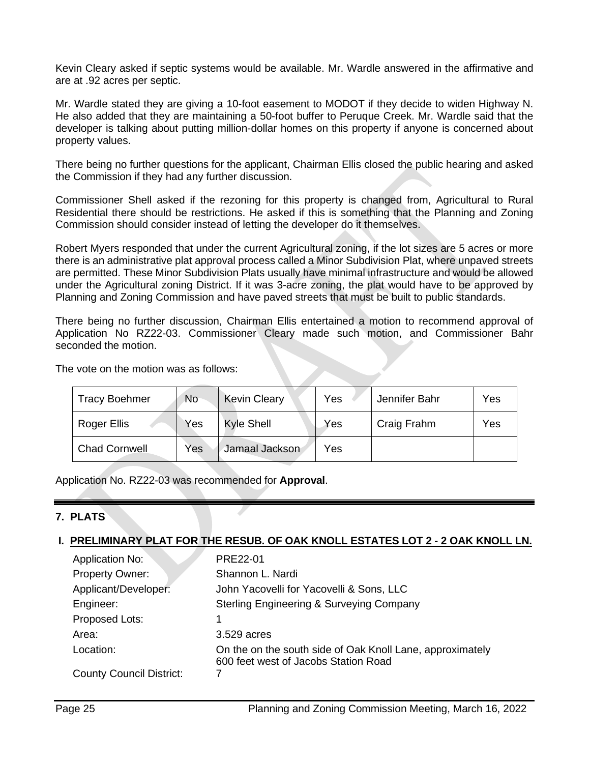Kevin Cleary asked if septic systems would be available. Mr. Wardle answered in the affirmative and are at .92 acres per septic.

Mr. Wardle stated they are giving a 10-foot easement to MODOT if they decide to widen Highway N. He also added that they are maintaining a 50-foot buffer to Peruque Creek. Mr. Wardle said that the developer is talking about putting million-dollar homes on this property if anyone is concerned about property values.

There being no further questions for the applicant, Chairman Ellis closed the public hearing and asked the Commission if they had any further discussion.

Commissioner Shell asked if the rezoning for this property is changed from, Agricultural to Rural Residential there should be restrictions. He asked if this is something that the Planning and Zoning Commission should consider instead of letting the developer do it themselves.

Robert Myers responded that under the current Agricultural zoning, if the lot sizes are 5 acres or more there is an administrative plat approval process called a Minor Subdivision Plat, where unpaved streets are permitted. These Minor Subdivision Plats usually have minimal infrastructure and would be allowed under the Agricultural zoning District. If it was 3-acre zoning, the plat would have to be approved by Planning and Zoning Commission and have paved streets that must be built to public standards.

There being no further discussion, Chairman Ellis entertained a motion to recommend approval of Application No RZ22-03. Commissioner Cleary made such motion, and Commissioner Bahr seconded the motion.

The vote on the motion was as follows:

| | | | | | |
|---|---|---|---|---|---|
| Tracy Boehmer | No | Kevin Cleary | Yes | Jennifer Bahr | Yes |
| Roger Ellis | Yes | Kyle Shell | Yes | Craig Frahm | Yes |
| Chad Cornwell | Yes | Jamaal Jackson | Yes | | |

Application No. RZ22-03 was recommended for **Approval**.

## 7. PLATS

### I. PRELIMINARY PLAT FOR THE RESUB. OF OAK KNOLL ESTATES LOT 2 - 2 OAK KNOLL LN.

| | |
|---|---|
| Application No: | PRE22-01 |
| Property Owner: | Shannon L. Nardi |
| Applicant/Developer: | John Yacovelli for Yacovelli & Sons, LLC |
| Engineer: | Sterling Engineering & Surveying Company |
| Proposed Lots: | 1 |
| Area: | 3.529 acres |
| Location: | On the on the south side of Oak Knoll Lane, approximately 600 feet west of Jacobs Station Road |
| County Council District: | 7 |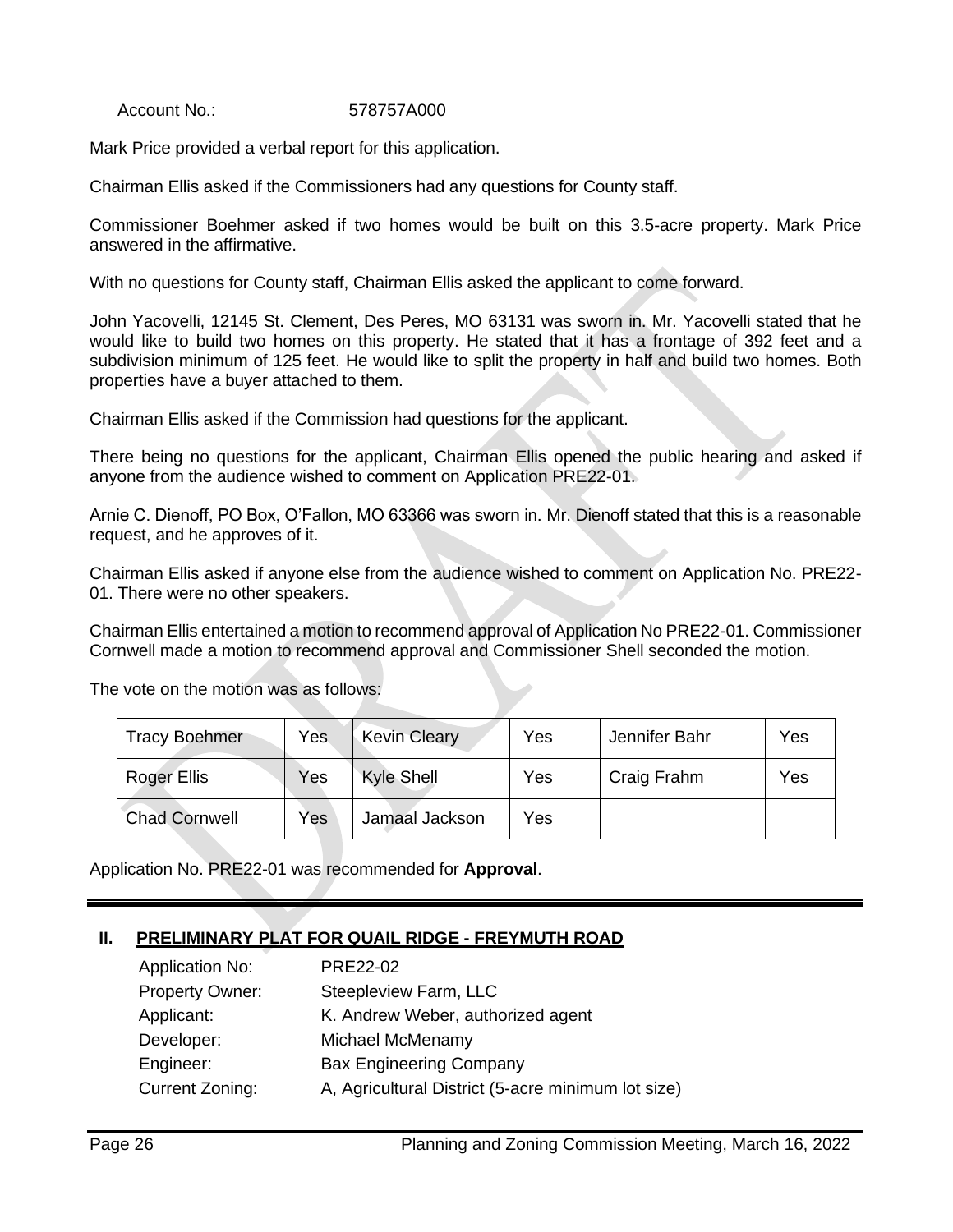Account No.: 578757A000

Mark Price provided a verbal report for this application.

Chairman Ellis asked if the Commissioners had any questions for County staff.

Commissioner Boehmer asked if two homes would be built on this 3.5-acre property. Mark Price answered in the affirmative.

With no questions for County staff, Chairman Ellis asked the applicant to come forward.

John Yacovelli, 12145 St. Clement, Des Peres, MO 63131 was sworn in. Mr. Yacovelli stated that he would like to build two homes on this property. He stated that it has a frontage of 392 feet and a subdivision minimum of 125 feet. He would like to split the property in half and build two homes. Both properties have a buyer attached to them.

Chairman Ellis asked if the Commission had questions for the applicant.

There being no questions for the applicant, Chairman Ellis opened the public hearing and asked if anyone from the audience wished to comment on Application PRE22-01.

Arnie C. Dienoff, PO Box, O'Fallon, MO 63366 was sworn in. Mr. Dienoff stated that this is a reasonable request, and he approves of it.

Chairman Ellis asked if anyone else from the audience wished to comment on Application No. PRE22-01. There were no other speakers.

Chairman Ellis entertained a motion to recommend approval of Application No PRE22-01. Commissioner Cornwell made a motion to recommend approval and Commissioner Shell seconded the motion.

The vote on the motion was as follows:

| | | | | | |
|---|---|---|---|---|---|
| Tracy Boehmer | Yes | Kevin Cleary | Yes | Jennifer Bahr | Yes |
| Roger Ellis | Yes | Kyle Shell | Yes | Craig Frahm | Yes |
| Chad Cornwell | Yes | Jamaal Jackson | Yes | | |

Application No. PRE22-01 was recommended for **Approval**.

---

## II. PRELIMINARY PLAT FOR QUAIL RIDGE - FREYMUTH ROAD

Application No: PRE22-02
Property Owner: Steepleview Farm, LLC
Applicant: K. Andrew Weber, authorized agent
Developer: Michael McMenamy
Engineer: Bax Engineering Company
Current Zoning: A, Agricultural District (5-acre minimum lot size)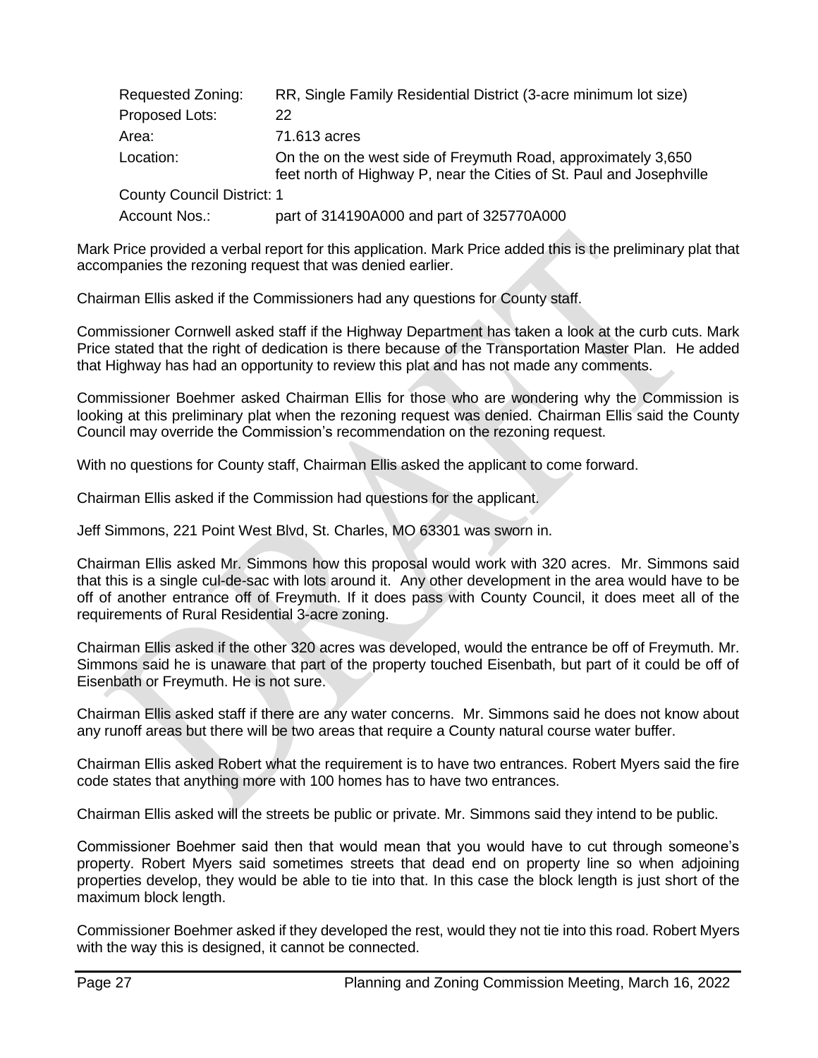| | |
|---|---|
| Requested Zoning: | RR, Single Family Residential District (3-acre minimum lot size) |
| Proposed Lots: | 22 |
| Area: | 71.613 acres |
| Location: | On the on the west side of Freymuth Road, approximately 3,650 feet north of Highway P, near the Cities of St. Paul and Josephville |
| County Council District: 1 | |
| Account Nos.: | part of 314190A000 and part of 325770A000 |

Mark Price provided a verbal report for this application. Mark Price added this is the preliminary plat that accompanies the rezoning request that was denied earlier.

Chairman Ellis asked if the Commissioners had any questions for County staff.

Commissioner Cornwell asked staff if the Highway Department has taken a look at the curb cuts. Mark Price stated that the right of dedication is there because of the Transportation Master Plan. He added that Highway has had an opportunity to review this plat and has not made any comments.

Commissioner Boehmer asked Chairman Ellis for those who are wondering why the Commission is looking at this preliminary plat when the rezoning request was denied. Chairman Ellis said the County Council may override the Commission's recommendation on the rezoning request.

With no questions for County staff, Chairman Ellis asked the applicant to come forward.

Chairman Ellis asked if the Commission had questions for the applicant.

Jeff Simmons, 221 Point West Blvd, St. Charles, MO 63301 was sworn in.

Chairman Ellis asked Mr. Simmons how this proposal would work with 320 acres. Mr. Simmons said that this is a single cul-de-sac with lots around it. Any other development in the area would have to be off of another entrance off of Freymuth. If it does pass with County Council, it does meet all of the requirements of Rural Residential 3-acre zoning.

Chairman Ellis asked if the other 320 acres was developed, would the entrance be off of Freymuth. Mr. Simmons said he is unaware that part of the property touched Eisenbath, but part of it could be off of Eisenbath or Freymuth. He is not sure.

Chairman Ellis asked staff if there are any water concerns. Mr. Simmons said he does not know about any runoff areas but there will be two areas that require a County natural course water buffer.

Chairman Ellis asked Robert what the requirement is to have two entrances. Robert Myers said the fire code states that anything more with 100 homes has to have two entrances.

Chairman Ellis asked will the streets be public or private. Mr. Simmons said they intend to be public.

Commissioner Boehmer said then that would mean that you would have to cut through someone's property. Robert Myers said sometimes streets that dead end on property line so when adjoining properties develop, they would be able to tie into that. In this case the block length is just short of the maximum block length.

Commissioner Boehmer asked if they developed the rest, would they not tie into this road. Robert Myers with the way this is designed, it cannot be connected.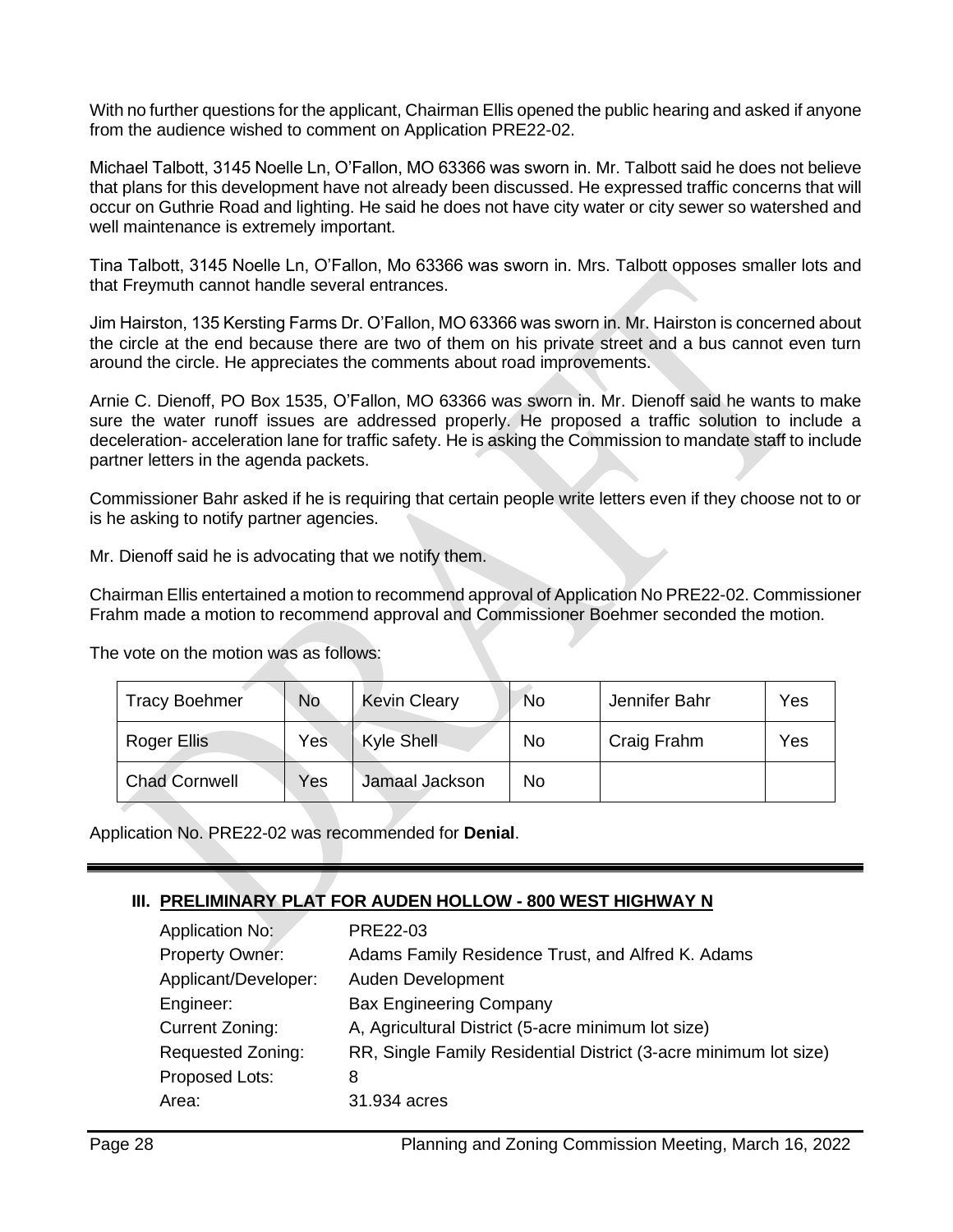With no further questions for the applicant, Chairman Ellis opened the public hearing and asked if anyone from the audience wished to comment on Application PRE22-02.

Michael Talbott, 3145 Noelle Ln, O'Fallon, MO 63366 was sworn in. Mr. Talbott said he does not believe that plans for this development have not already been discussed. He expressed traffic concerns that will occur on Guthrie Road and lighting. He said he does not have city water or city sewer so watershed and well maintenance is extremely important.

Tina Talbott, 3145 Noelle Ln, O'Fallon, Mo 63366 was sworn in. Mrs. Talbott opposes smaller lots and that Freymuth cannot handle several entrances.

Jim Hairston, 135 Kersting Farms Dr. O'Fallon, MO 63366 was sworn in. Mr. Hairston is concerned about the circle at the end because there are two of them on his private street and a bus cannot even turn around the circle. He appreciates the comments about road improvements.

Arnie C. Dienoff, PO Box 1535, O'Fallon, MO 63366 was sworn in. Mr. Dienoff said he wants to make sure the water runoff issues are addressed properly. He proposed a traffic solution to include a deceleration- acceleration lane for traffic safety. He is asking the Commission to mandate staff to include partner letters in the agenda packets.

Commissioner Bahr asked if he is requiring that certain people write letters even if they choose not to or is he asking to notify partner agencies.

Mr. Dienoff said he is advocating that we notify them.

Chairman Ellis entertained a motion to recommend approval of Application No PRE22-02. Commissioner Frahm made a motion to recommend approval and Commissioner Boehmer seconded the motion.

The vote on the motion was as follows:

| Tracy Boehmer | No | Kevin Cleary | No | Jennifer Bahr | Yes |
|---|---|---|---|---|---|
| Roger Ellis | Yes | Kyle Shell | No | Craig Frahm | Yes |
| Chad Cornwell | Yes | Jamaal Jackson | No | | |

Application No. PRE22-02 was recommended for **Denial**.

---

## III. PRELIMINARY PLAT FOR AUDEN HOLLOW - 800 WEST HIGHWAY N

| | |
|---|---|
| Application No: | PRE22-03 |
| Property Owner: | Adams Family Residence Trust, and Alfred K. Adams |
| Applicant/Developer: | Auden Development |
| Engineer: | Bax Engineering Company |
| Current Zoning: | A, Agricultural District (5-acre minimum lot size) |
| Requested Zoning: | RR, Single Family Residential District (3-acre minimum lot size) |
| Proposed Lots: | 8 |
| Area: | 31.934 acres |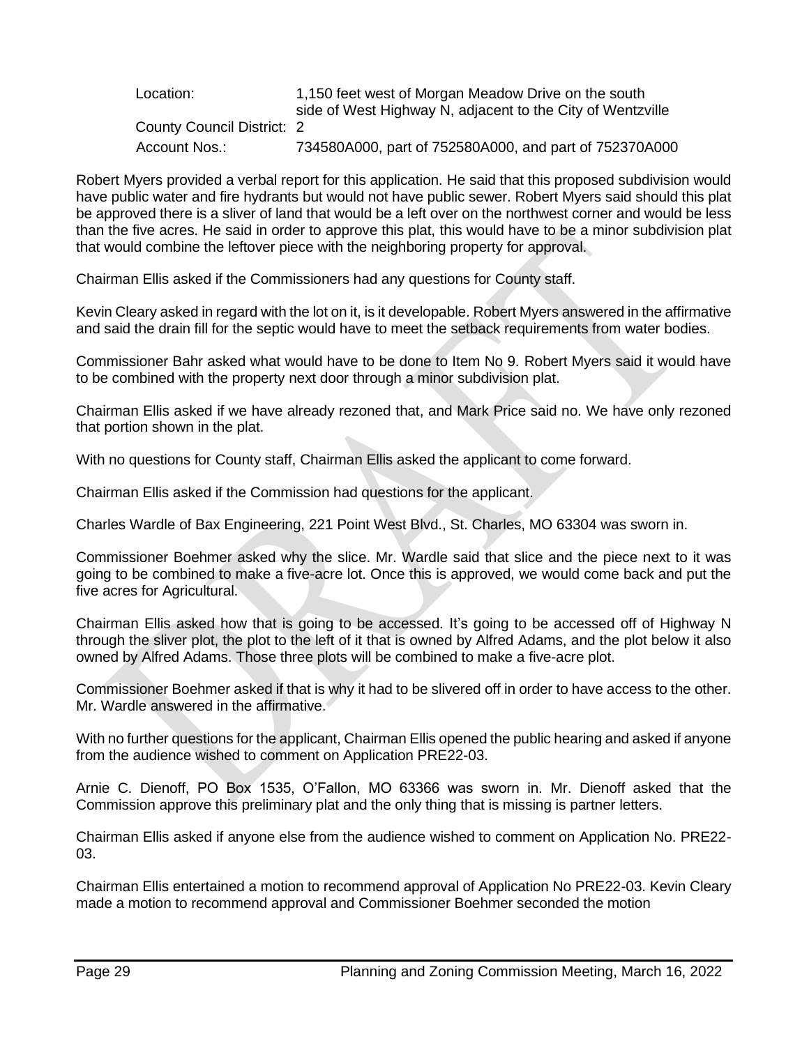| | |
|---|---|
| Location: | 1,150 feet west of Morgan Meadow Drive on the south side of West Highway N, adjacent to the City of Wentzville |
| County Council District: | 2 |
| Account Nos.: | 734580A000, part of 752580A000, and part of 752370A000 |

Robert Myers provided a verbal report for this application. He said that this proposed subdivision would have public water and fire hydrants but would not have public sewer. Robert Myers said should this plat be approved there is a sliver of land that would be a left over on the northwest corner and would be less than the five acres. He said in order to approve this plat, this would have to be a minor subdivision plat that would combine the leftover piece with the neighboring property for approval.

Chairman Ellis asked if the Commissioners had any questions for County staff.

Kevin Cleary asked in regard with the lot on it, is it developable. Robert Myers answered in the affirmative and said the drain fill for the septic would have to meet the setback requirements from water bodies.

Commissioner Bahr asked what would have to be done to Item No 9. Robert Myers said it would have to be combined with the property next door through a minor subdivision plat.

Chairman Ellis asked if we have already rezoned that, and Mark Price said no. We have only rezoned that portion shown in the plat.

With no questions for County staff, Chairman Ellis asked the applicant to come forward.

Chairman Ellis asked if the Commission had questions for the applicant.

Charles Wardle of Bax Engineering, 221 Point West Blvd., St. Charles, MO 63304 was sworn in.

Commissioner Boehmer asked why the slice. Mr. Wardle said that slice and the piece next to it was going to be combined to make a five-acre lot. Once this is approved, we would come back and put the five acres for Agricultural.

Chairman Ellis asked how that is going to be accessed. It's going to be accessed off of Highway N through the sliver plot, the plot to the left of it that is owned by Alfred Adams, and the plot below it also owned by Alfred Adams. Those three plots will be combined to make a five-acre plot.

Commissioner Boehmer asked if that is why it had to be slivered off in order to have access to the other. Mr. Wardle answered in the affirmative.

With no further questions for the applicant, Chairman Ellis opened the public hearing and asked if anyone from the audience wished to comment on Application PRE22-03.

Arnie C. Dienoff, PO Box 1535, O'Fallon, MO 63366 was sworn in. Mr. Dienoff asked that the Commission approve this preliminary plat and the only thing that is missing is partner letters.

Chairman Ellis asked if anyone else from the audience wished to comment on Application No. PRE22-03.

Chairman Ellis entertained a motion to recommend approval of Application No PRE22-03. Kevin Cleary made a motion to recommend approval and Commissioner Boehmer seconded the motion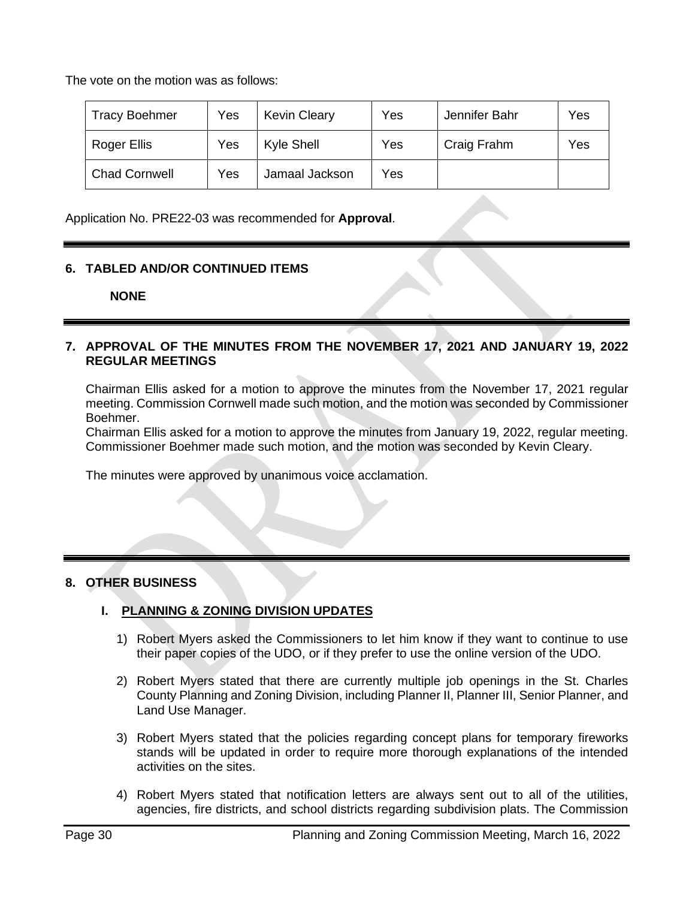The vote on the motion was as follows:

| Tracy Boehmer | Yes | Kevin Cleary | Yes | Jennifer Bahr | Yes |
|---|---|---|---|---|---|
| Roger Ellis | Yes | Kyle Shell | Yes | Craig Frahm | Yes |
| Chad Cornwell | Yes | Jamaal Jackson | Yes | | |

Application No. PRE22-03 was recommended for **Approval**.

## 6. TABLED AND/OR CONTINUED ITEMS

**NONE**

## 7. APPROVAL OF THE MINUTES FROM THE NOVEMBER 17, 2021 AND JANUARY 19, 2022 REGULAR MEETINGS

Chairman Ellis asked for a motion to approve the minutes from the November 17, 2021 regular meeting. Commission Cornwell made such motion, and the motion was seconded by Commissioner Boehmer.

Chairman Ellis asked for a motion to approve the minutes from January 19, 2022, regular meeting. Commissioner Boehmer made such motion, and the motion was seconded by Kevin Cleary.

The minutes were approved by unanimous voice acclamation.

## 8. OTHER BUSINESS

### I. PLANNING & ZONING DIVISION UPDATES

1) Robert Myers asked the Commissioners to let him know if they want to continue to use their paper copies of the UDO, or if they prefer to use the online version of the UDO.

2) Robert Myers stated that there are currently multiple job openings in the St. Charles County Planning and Zoning Division, including Planner II, Planner III, Senior Planner, and Land Use Manager.

3) Robert Myers stated that the policies regarding concept plans for temporary fireworks stands will be updated in order to require more thorough explanations of the intended activities on the sites.

4) Robert Myers stated that notification letters are always sent out to all of the utilities, agencies, fire districts, and school districts regarding subdivision plats. The Commission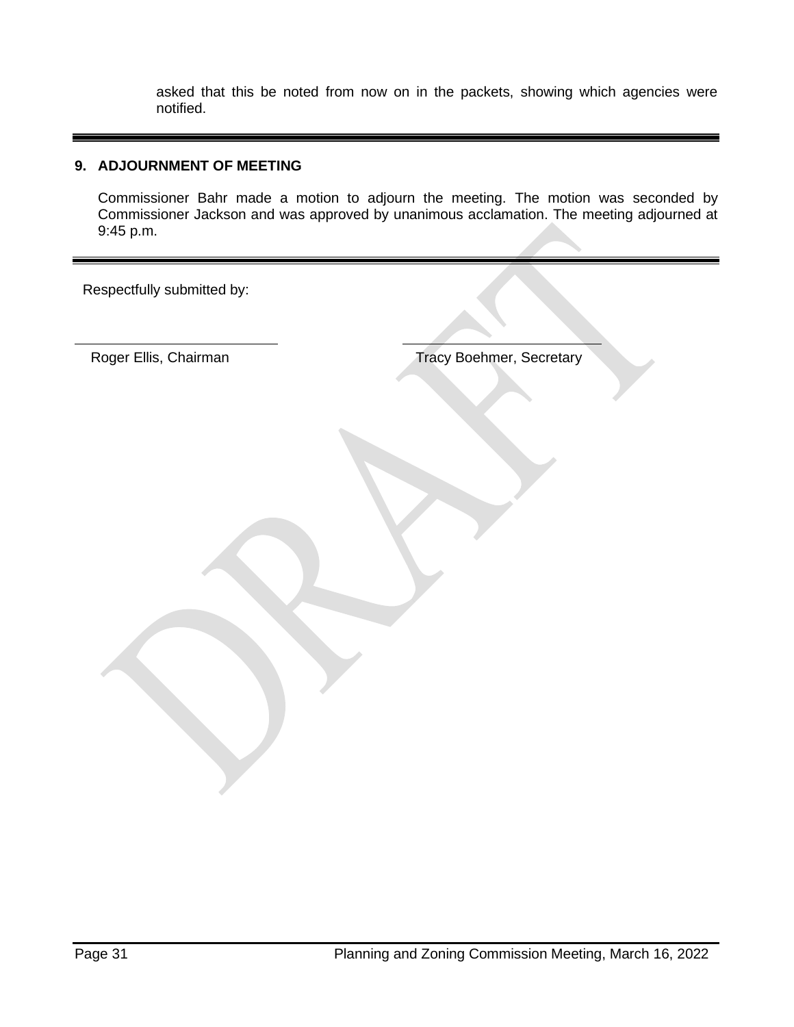asked that this be noted from now on in the packets, showing which agencies were notified.

## 9. ADJOURNMENT OF MEETING

Commissioner Bahr made a motion to adjourn the meeting. The motion was seconded by Commissioner Jackson and was approved by unanimous acclamation. The meeting adjourned at 9:45 p.m.

Respectfully submitted by:

Roger Ellis, Chairman

Tracy Boehmer, Secretary